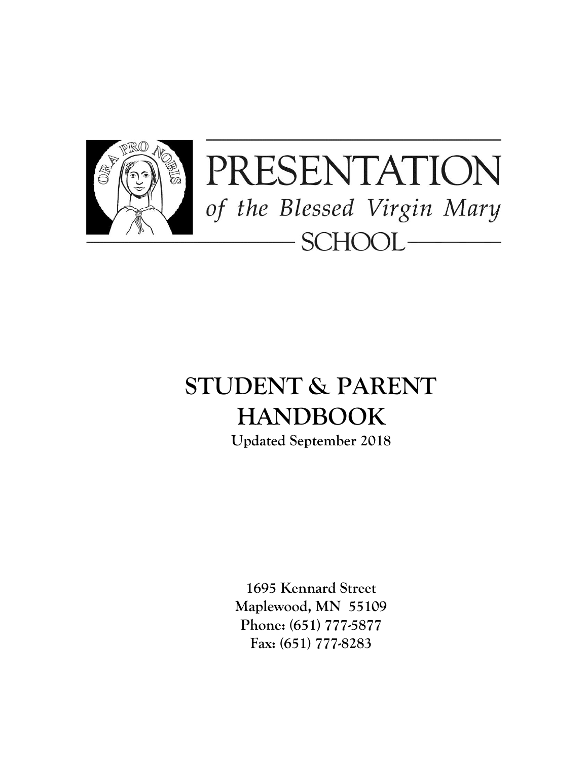PRESENTATION

*of the Blessed Virgin Mary*

SCHOOL

# STUDENT & PARENT HANDBOOK

**Updated September 2018**

**1695 Kennard Street**
**Maplewood, MN 55109**
**Phone: (651) 777-5877**
**Fax: (651) 777-8283**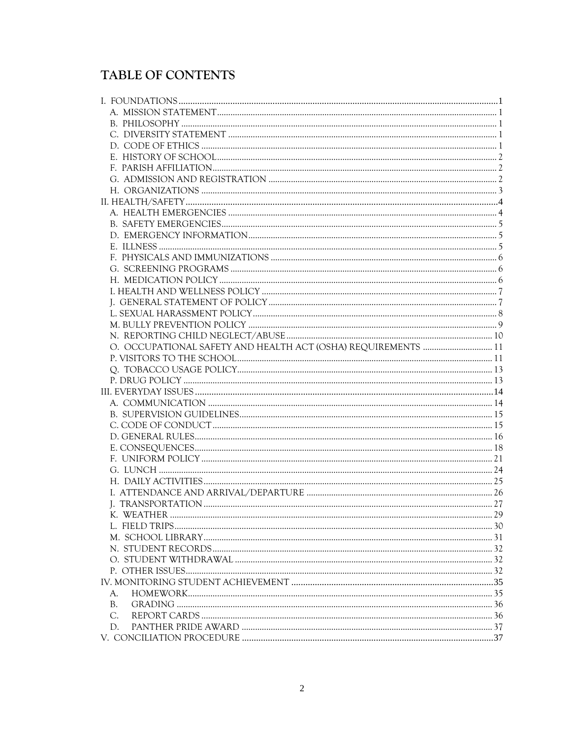# TABLE OF CONTENTS

I. FOUNDATIONS ....... 1
- A. MISSION STATEMENT ....... 1
- B. PHILOSOPHY ....... 1
- C. DIVERSITY STATEMENT ....... 1
- D. CODE OF ETHICS ....... 1
- E. HISTORY OF SCHOOL ....... 2
- F. PARISH AFFILIATION ....... 2
- G. ADMISSION AND REGISTRATION ....... 2
- H. ORGANIZATIONS ....... 3

II. HEALTH/SAFETY ....... 4
- A. HEALTH EMERGENCIES ....... 4
- B. SAFETY EMERGENCIES ....... 5
- D. EMERGENCY INFORMATION ....... 5
- E. ILLNESS ....... 5
- F. PHYSICALS AND IMMUNIZATIONS ....... 6
- G. SCREENING PROGRAMS ....... 6
- H. MEDICATION POLICY ....... 6
- I. HEALTH AND WELLNESS POLICY ....... 7
- J. GENERAL STATEMENT OF POLICY ....... 7
- L. SEXUAL HARASSMENT POLICY ....... 8
- M. BULLY PREVENTION POLICY ....... 9
- N. REPORTING CHILD NEGLECT/ABUSE ....... 10
- O. OCCUPATIONAL SAFETY AND HEALTH ACT (OSHA) REQUIREMENTS ....... 11
- P. VISITORS TO THE SCHOOL ....... 11
- Q. TOBACCO USAGE POLICY ....... 13
- P. DRUG POLICY ....... 13

III. EVERYDAY ISSUES ....... 14
- A. COMMUNICATION ....... 14
- B. SUPERVISION GUIDELINES ....... 15
- C. CODE OF CONDUCT ....... 15
- D. GENERAL RULES ....... 16
- E. CONSEQUENCES ....... 18
- F. UNIFORM POLICY ....... 21
- G. LUNCH ....... 24
- H. DAILY ACTIVITIES ....... 25
- I. ATTENDANCE AND ARRIVAL/DEPARTURE ....... 26
- J. TRANSPORTATION ....... 27
- K. WEATHER ....... 29
- L. FIELD TRIPS ....... 30
- M. SCHOOL LIBRARY ....... 31
- N. STUDENT RECORDS ....... 32
- O. STUDENT WITHDRAWAL ....... 32
- P. OTHER ISSUES ....... 32

IV. MONITORING STUDENT ACHIEVEMENT ....... 35
- A. HOMEWORK ....... 35
- B. GRADING ....... 36
- C. REPORT CARDS ....... 36
- D. PANTHER PRIDE AWARD ....... 37

V. CONCILIATION PROCEDURE ....... 37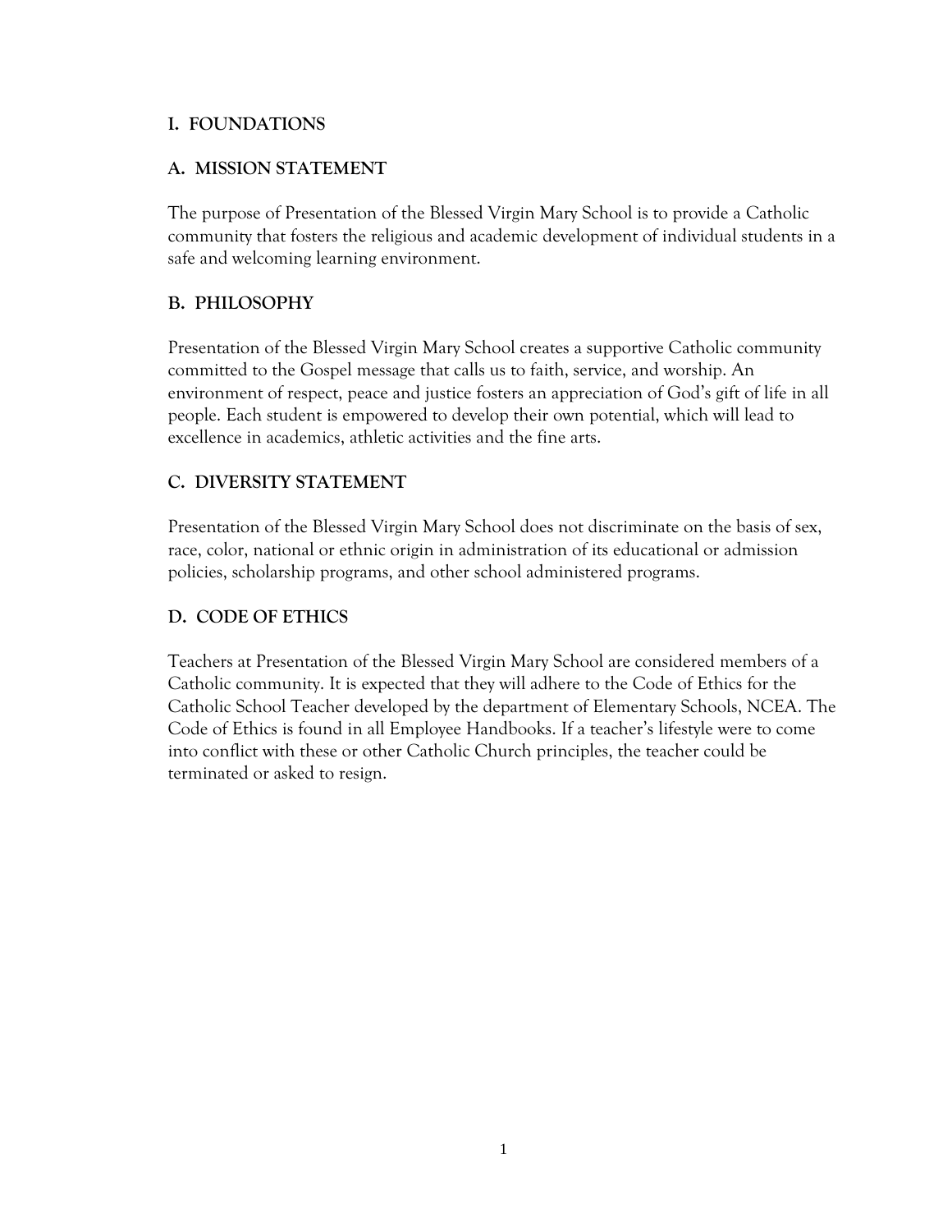# I. FOUNDATIONS

## A. MISSION STATEMENT

The purpose of Presentation of the Blessed Virgin Mary School is to provide a Catholic community that fosters the religious and academic development of individual students in a safe and welcoming learning environment.

## B. PHILOSOPHY

Presentation of the Blessed Virgin Mary School creates a supportive Catholic community committed to the Gospel message that calls us to faith, service, and worship. An environment of respect, peace and justice fosters an appreciation of God's gift of life in all people. Each student is empowered to develop their own potential, which will lead to excellence in academics, athletic activities and the fine arts.

## C. DIVERSITY STATEMENT

Presentation of the Blessed Virgin Mary School does not discriminate on the basis of sex, race, color, national or ethnic origin in administration of its educational or admission policies, scholarship programs, and other school administered programs.

## D. CODE OF ETHICS

Teachers at Presentation of the Blessed Virgin Mary School are considered members of a Catholic community. It is expected that they will adhere to the Code of Ethics for the Catholic School Teacher developed by the department of Elementary Schools, NCEA. The Code of Ethics is found in all Employee Handbooks. If a teacher's lifestyle were to come into conflict with these or other Catholic Church principles, the teacher could be terminated or asked to resign.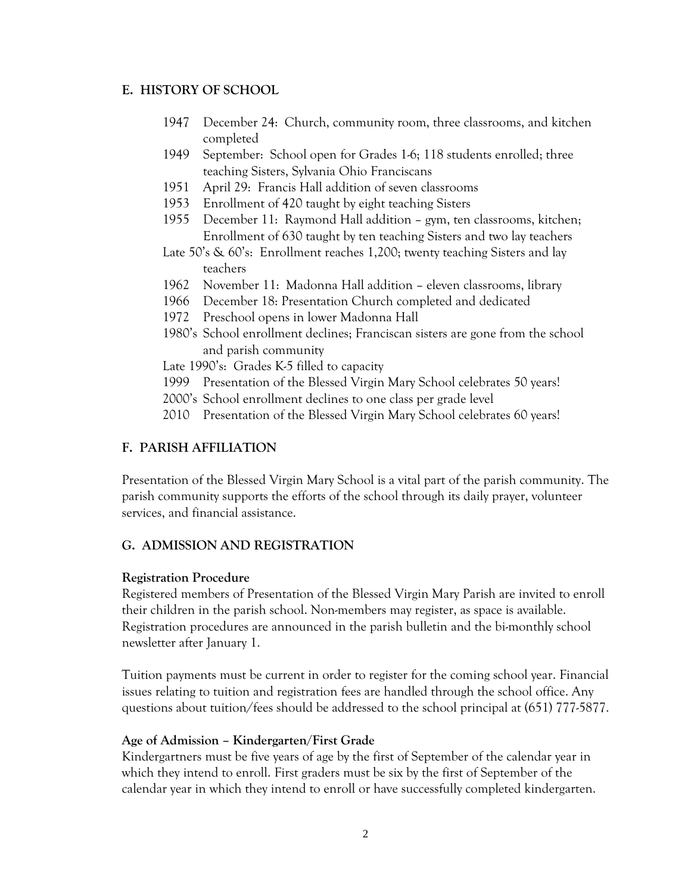## E. HISTORY OF SCHOOL

- 1947 December 24: Church, community room, three classrooms, and kitchen completed
- 1949 September: School open for Grades 1-6; 118 students enrolled; three teaching Sisters, Sylvania Ohio Franciscans
- 1951 April 29: Francis Hall addition of seven classrooms
- 1953 Enrollment of 420 taught by eight teaching Sisters
- 1955 December 11: Raymond Hall addition – gym, ten classrooms, kitchen; Enrollment of 630 taught by ten teaching Sisters and two lay teachers
- Late 50's & 60's: Enrollment reaches 1,200; twenty teaching Sisters and lay teachers
- 1962 November 11: Madonna Hall addition – eleven classrooms, library
- 1966 December 18: Presentation Church completed and dedicated
- 1972 Preschool opens in lower Madonna Hall
- 1980's School enrollment declines; Franciscan sisters are gone from the school and parish community
- Late 1990's: Grades K-5 filled to capacity
- 1999 Presentation of the Blessed Virgin Mary School celebrates 50 years!
- 2000's School enrollment declines to one class per grade level
- 2010 Presentation of the Blessed Virgin Mary School celebrates 60 years!

## F. PARISH AFFILIATION

Presentation of the Blessed Virgin Mary School is a vital part of the parish community. The parish community supports the efforts of the school through its daily prayer, volunteer services, and financial assistance.

## G. ADMISSION AND REGISTRATION

**Registration Procedure**

Registered members of Presentation of the Blessed Virgin Mary Parish are invited to enroll their children in the parish school. Non-members may register, as space is available. Registration procedures are announced in the parish bulletin and the bi-monthly school newsletter after January 1.

Tuition payments must be current in order to register for the coming school year. Financial issues relating to tuition and registration fees are handled through the school office. Any questions about tuition/fees should be addressed to the school principal at (651) 777-5877.

**Age of Admission – Kindergarten/First Grade**

Kindergartners must be five years of age by the first of September of the calendar year in which they intend to enroll. First graders must be six by the first of September of the calendar year in which they intend to enroll or have successfully completed kindergarten.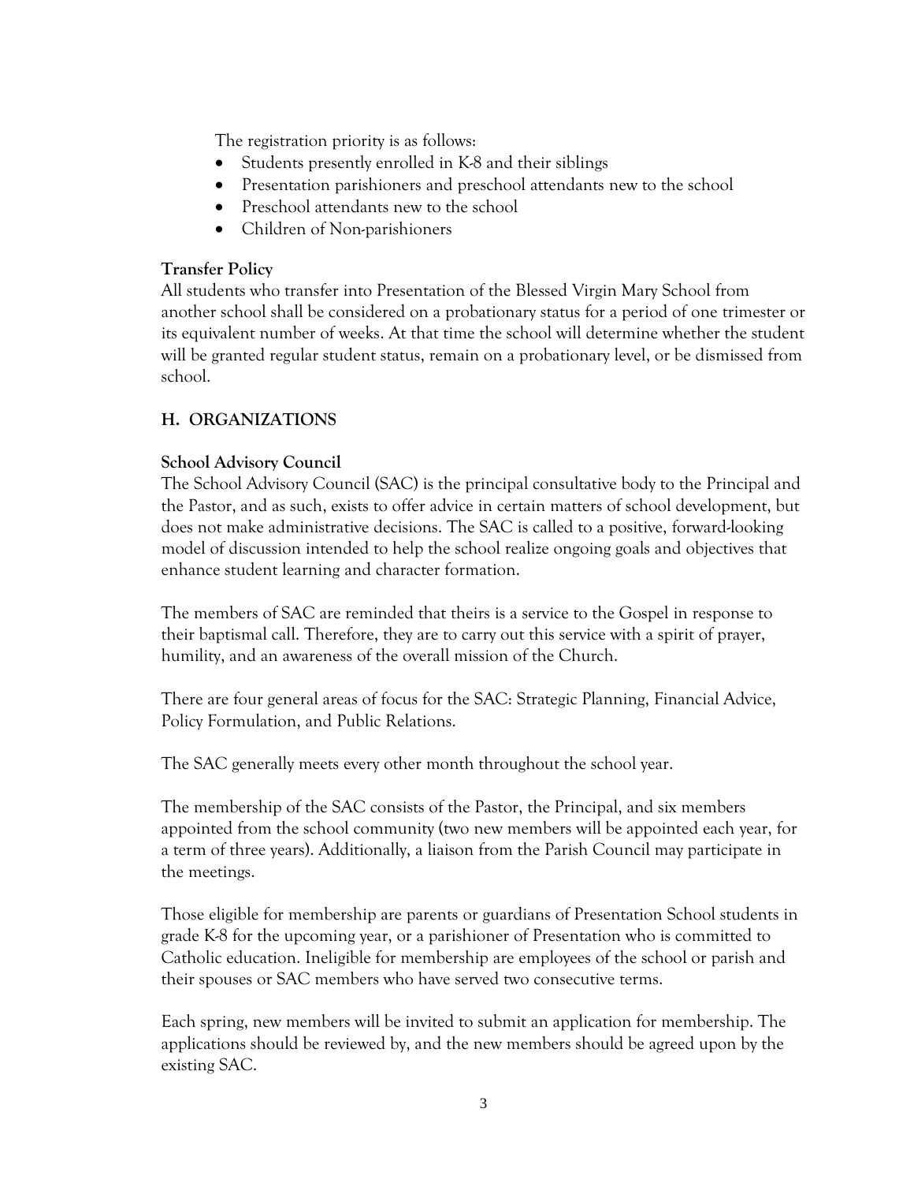The registration priority is as follows:

- Students presently enrolled in K-8 and their siblings
- Presentation parishioners and preschool attendants new to the school
- Preschool attendants new to the school
- Children of Non-parishioners

**Transfer Policy**

All students who transfer into Presentation of the Blessed Virgin Mary School from another school shall be considered on a probationary status for a period of one trimester or its equivalent number of weeks. At that time the school will determine whether the student will be granted regular student status, remain on a probationary level, or be dismissed from school.

## H. ORGANIZATIONS

**School Advisory Council**

The School Advisory Council (SAC) is the principal consultative body to the Principal and the Pastor, and as such, exists to offer advice in certain matters of school development, but does not make administrative decisions. The SAC is called to a positive, forward-looking model of discussion intended to help the school realize ongoing goals and objectives that enhance student learning and character formation.

The members of SAC are reminded that theirs is a service to the Gospel in response to their baptismal call. Therefore, they are to carry out this service with a spirit of prayer, humility, and an awareness of the overall mission of the Church.

There are four general areas of focus for the SAC: Strategic Planning, Financial Advice, Policy Formulation, and Public Relations.

The SAC generally meets every other month throughout the school year.

The membership of the SAC consists of the Pastor, the Principal, and six members appointed from the school community (two new members will be appointed each year, for a term of three years). Additionally, a liaison from the Parish Council may participate in the meetings.

Those eligible for membership are parents or guardians of Presentation School students in grade K-8 for the upcoming year, or a parishioner of Presentation who is committed to Catholic education. Ineligible for membership are employees of the school or parish and their spouses or SAC members who have served two consecutive terms.

Each spring, new members will be invited to submit an application for membership. The applications should be reviewed by, and the new members should be agreed upon by the existing SAC.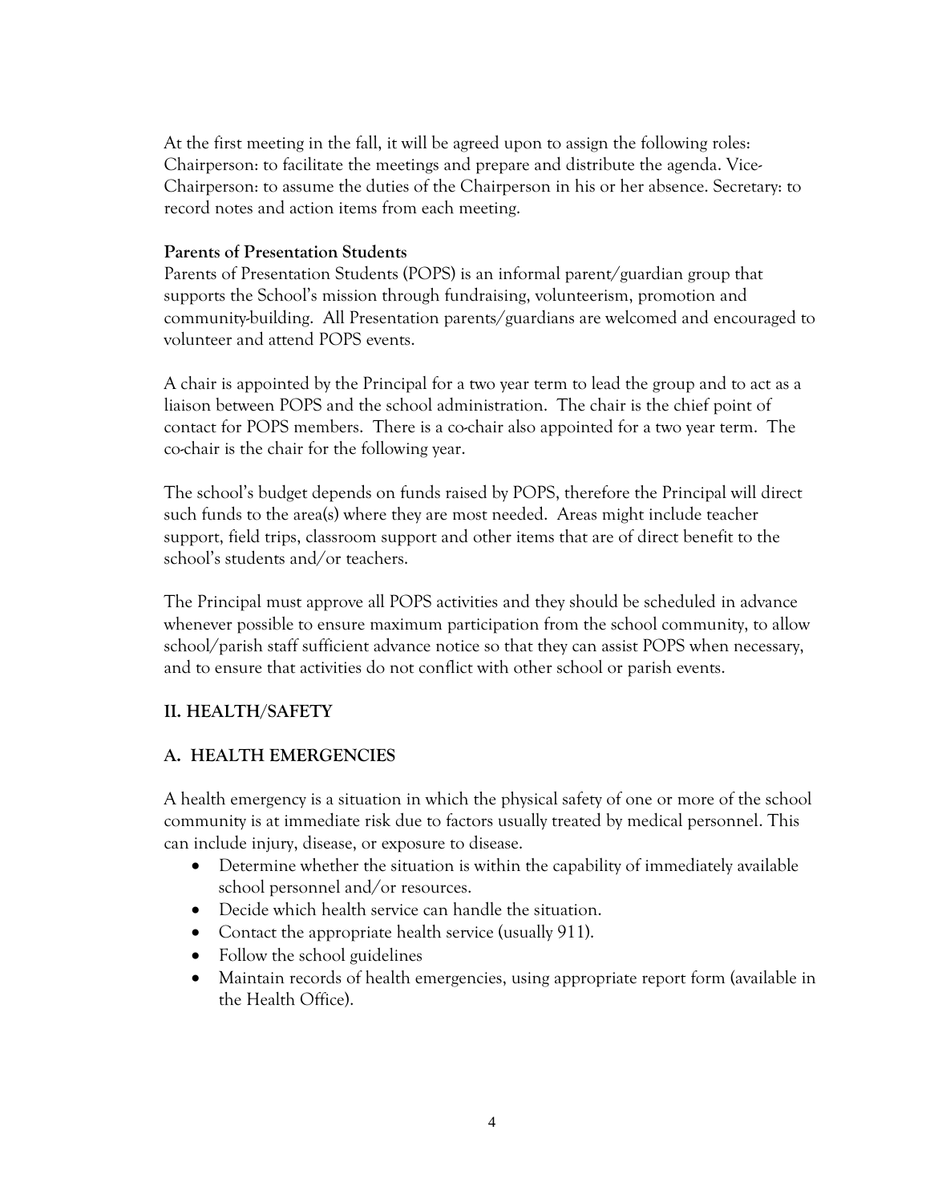At the first meeting in the fall, it will be agreed upon to assign the following roles: Chairperson: to facilitate the meetings and prepare and distribute the agenda. Vice-Chairperson: to assume the duties of the Chairperson in his or her absence. Secretary: to record notes and action items from each meeting.

**Parents of Presentation Students**

Parents of Presentation Students (POPS) is an informal parent/guardian group that supports the School's mission through fundraising, volunteerism, promotion and community-building. All Presentation parents/guardians are welcomed and encouraged to volunteer and attend POPS events.

A chair is appointed by the Principal for a two year term to lead the group and to act as a liaison between POPS and the school administration. The chair is the chief point of contact for POPS members. There is a co-chair also appointed for a two year term. The co-chair is the chair for the following year.

The school's budget depends on funds raised by POPS, therefore the Principal will direct such funds to the area(s) where they are most needed. Areas might include teacher support, field trips, classroom support and other items that are of direct benefit to the school's students and/or teachers.

The Principal must approve all POPS activities and they should be scheduled in advance whenever possible to ensure maximum participation from the school community, to allow school/parish staff sufficient advance notice so that they can assist POPS when necessary, and to ensure that activities do not conflict with other school or parish events.

## II. HEALTH/SAFETY

### A. HEALTH EMERGENCIES

A health emergency is a situation in which the physical safety of one or more of the school community is at immediate risk due to factors usually treated by medical personnel. This can include injury, disease, or exposure to disease.

- Determine whether the situation is within the capability of immediately available school personnel and/or resources.
- Decide which health service can handle the situation.
- Contact the appropriate health service (usually 911).
- Follow the school guidelines
- Maintain records of health emergencies, using appropriate report form (available in the Health Office).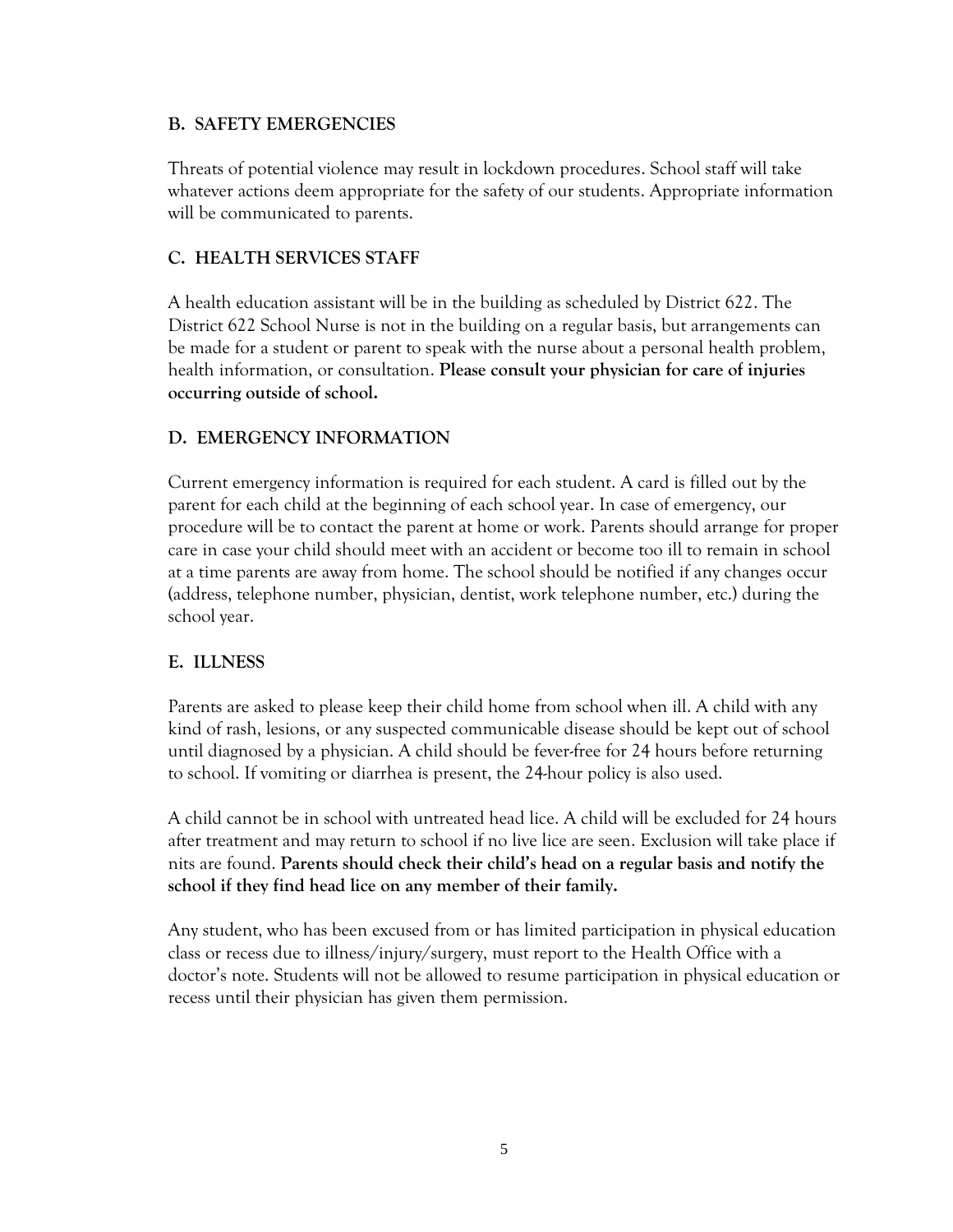### B. SAFETY EMERGENCIES

Threats of potential violence may result in lockdown procedures. School staff will take whatever actions deem appropriate for the safety of our students. Appropriate information will be communicated to parents.

### C. HEALTH SERVICES STAFF

A health education assistant will be in the building as scheduled by District 622. The District 622 School Nurse is not in the building on a regular basis, but arrangements can be made for a student or parent to speak with the nurse about a personal health problem, health information, or consultation. **Please consult your physician for care of injuries occurring outside of school.**

### D. EMERGENCY INFORMATION

Current emergency information is required for each student. A card is filled out by the parent for each child at the beginning of each school year. In case of emergency, our procedure will be to contact the parent at home or work. Parents should arrange for proper care in case your child should meet with an accident or become too ill to remain in school at a time parents are away from home. The school should be notified if any changes occur (address, telephone number, physician, dentist, work telephone number, etc.) during the school year.

### E. ILLNESS

Parents are asked to please keep their child home from school when ill. A child with any kind of rash, lesions, or any suspected communicable disease should be kept out of school until diagnosed by a physician. A child should be fever-free for 24 hours before returning to school. If vomiting or diarrhea is present, the 24-hour policy is also used.

A child cannot be in school with untreated head lice. A child will be excluded for 24 hours after treatment and may return to school if no live lice are seen. Exclusion will take place if nits are found. **Parents should check their child's head on a regular basis and notify the school if they find head lice on any member of their family.**

Any student, who has been excused from or has limited participation in physical education class or recess due to illness/injury/surgery, must report to the Health Office with a doctor's note. Students will not be allowed to resume participation in physical education or recess until their physician has given them permission.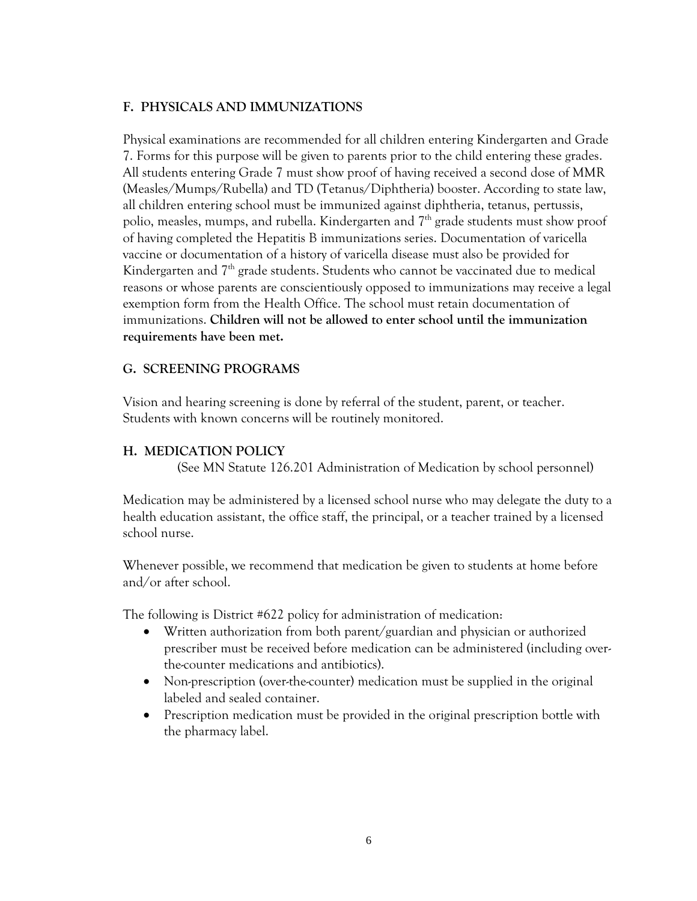## F. PHYSICALS AND IMMUNIZATIONS

Physical examinations are recommended for all children entering Kindergarten and Grade 7. Forms for this purpose will be given to parents prior to the child entering these grades. All students entering Grade 7 must show proof of having received a second dose of MMR (Measles/Mumps/Rubella) and TD (Tetanus/Diphtheria) booster. According to state law, all children entering school must be immunized against diphtheria, tetanus, pertussis, polio, measles, mumps, and rubella. Kindergarten and 7th grade students must show proof of having completed the Hepatitis B immunizations series. Documentation of varicella vaccine or documentation of a history of varicella disease must also be provided for Kindergarten and 7th grade students. Students who cannot be vaccinated due to medical reasons or whose parents are conscientiously opposed to immunizations may receive a legal exemption form from the Health Office. The school must retain documentation of immunizations. **Children will not be allowed to enter school until the immunization requirements have been met.**

## G. SCREENING PROGRAMS

Vision and hearing screening is done by referral of the student, parent, or teacher. Students with known concerns will be routinely monitored.

## H. MEDICATION POLICY

(See MN Statute 126.201 Administration of Medication by school personnel)

Medication may be administered by a licensed school nurse who may delegate the duty to a health education assistant, the office staff, the principal, or a teacher trained by a licensed school nurse.

Whenever possible, we recommend that medication be given to students at home before and/or after school.

The following is District #622 policy for administration of medication:

- Written authorization from both parent/guardian and physician or authorized prescriber must be received before medication can be administered (including over-the-counter medications and antibiotics).
- Non-prescription (over-the-counter) medication must be supplied in the original labeled and sealed container.
- Prescription medication must be provided in the original prescription bottle with the pharmacy label.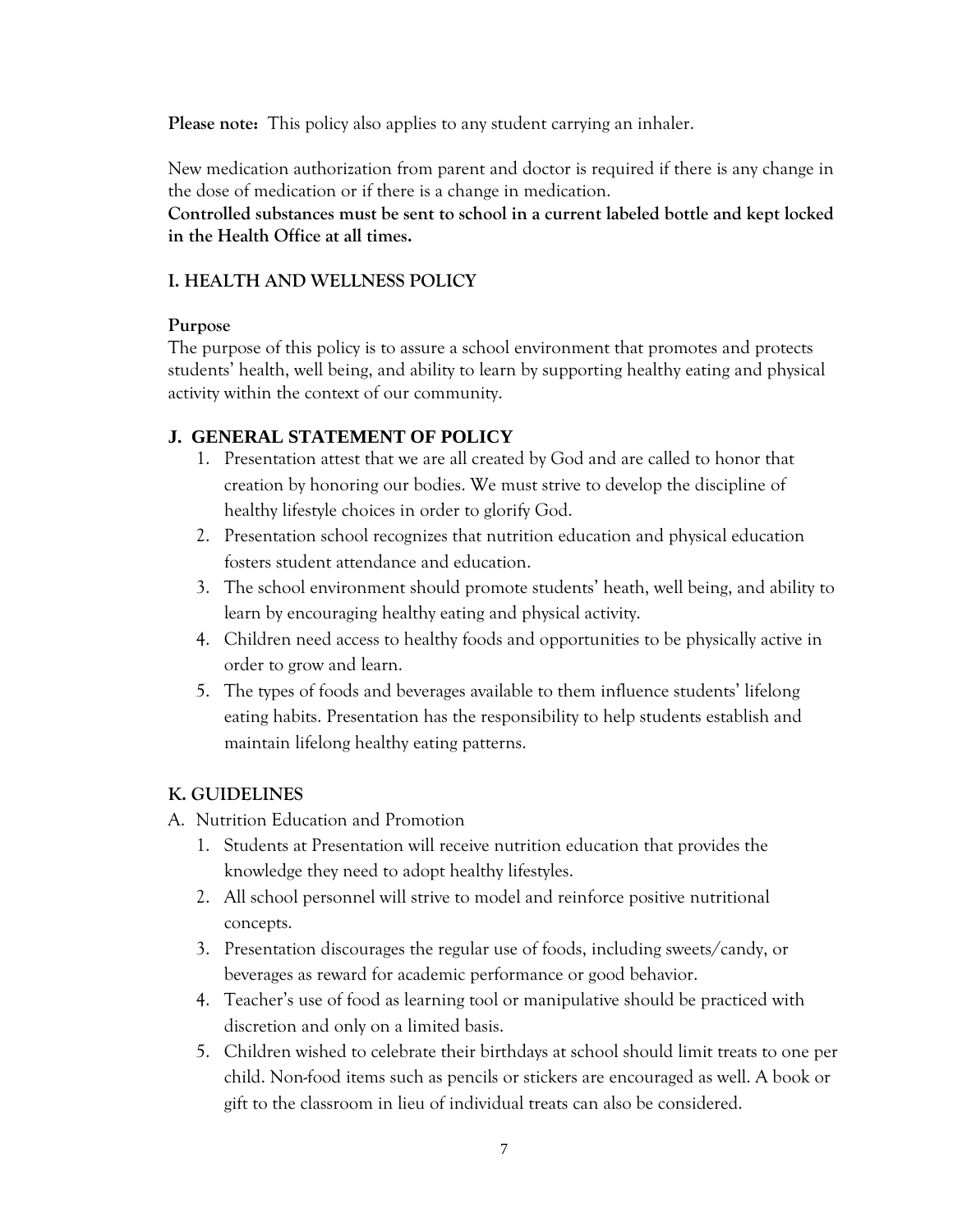**Please note:** This policy also applies to any student carrying an inhaler.

New medication authorization from parent and doctor is required if there is any change in the dose of medication or if there is a change in medication.

**Controlled substances must be sent to school in a current labeled bottle and kept locked in the Health Office at all times.**

## I. HEALTH AND WELLNESS POLICY

**Purpose**

The purpose of this policy is to assure a school environment that promotes and protects students' health, well being, and ability to learn by supporting healthy eating and physical activity within the context of our community.

## J. GENERAL STATEMENT OF POLICY

1. Presentation attest that we are all created by God and are called to honor that creation by honoring our bodies. We must strive to develop the discipline of healthy lifestyle choices in order to glorify God.
2. Presentation school recognizes that nutrition education and physical education fosters student attendance and education.
3. The school environment should promote students' heath, well being, and ability to learn by encouraging healthy eating and physical activity.
4. Children need access to healthy foods and opportunities to be physically active in order to grow and learn.
5. The types of foods and beverages available to them influence students' lifelong eating habits. Presentation has the responsibility to help students establish and maintain lifelong healthy eating patterns.

## K. GUIDELINES

A. Nutrition Education and Promotion

1. Students at Presentation will receive nutrition education that provides the knowledge they need to adopt healthy lifestyles.
2. All school personnel will strive to model and reinforce positive nutritional concepts.
3. Presentation discourages the regular use of foods, including sweets/candy, or beverages as reward for academic performance or good behavior.
4. Teacher's use of food as learning tool or manipulative should be practiced with discretion and only on a limited basis.
5. Children wished to celebrate their birthdays at school should limit treats to one per child. Non-food items such as pencils or stickers are encouraged as well. A book or gift to the classroom in lieu of individual treats can also be considered.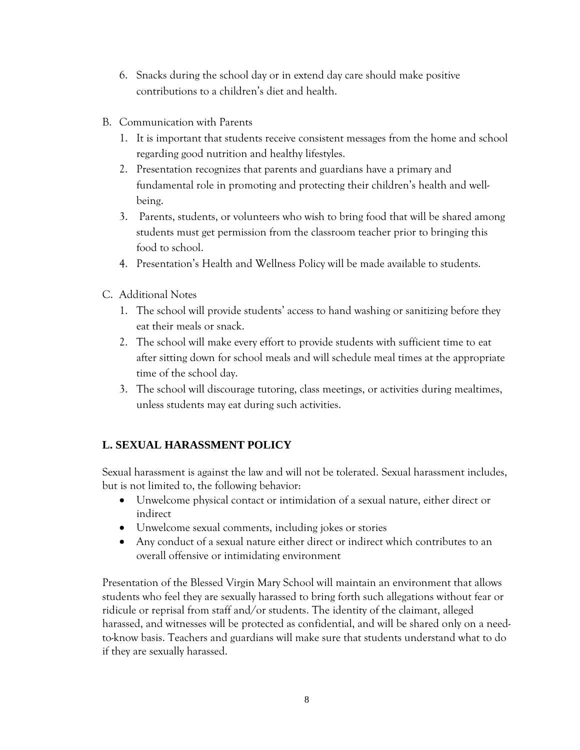6. Snacks during the school day or in extend day care should make positive contributions to a children's diet and health.

B. Communication with Parents
   1. It is important that students receive consistent messages from the home and school regarding good nutrition and healthy lifestyles.
   2. Presentation recognizes that parents and guardians have a primary and fundamental role in promoting and protecting their children's health and well-being.
   3. Parents, students, or volunteers who wish to bring food that will be shared among students must get permission from the classroom teacher prior to bringing this food to school.
   4. Presentation's Health and Wellness Policy will be made available to students.

C. Additional Notes
   1. The school will provide students' access to hand washing or sanitizing before they eat their meals or snack.
   2. The school will make every effort to provide students with sufficient time to eat after sitting down for school meals and will schedule meal times at the appropriate time of the school day.
   3. The school will discourage tutoring, class meetings, or activities during mealtimes, unless students may eat during such activities.

## L. SEXUAL HARASSMENT POLICY

Sexual harassment is against the law and will not be tolerated. Sexual harassment includes, but is not limited to, the following behavior:

- Unwelcome physical contact or intimidation of a sexual nature, either direct or indirect
- Unwelcome sexual comments, including jokes or stories
- Any conduct of a sexual nature either direct or indirect which contributes to an overall offensive or intimidating environment

Presentation of the Blessed Virgin Mary School will maintain an environment that allows students who feel they are sexually harassed to bring forth such allegations without fear or ridicule or reprisal from staff and/or students. The identity of the claimant, alleged harassed, and witnesses will be protected as confidential, and will be shared only on a need-to-know basis. Teachers and guardians will make sure that students understand what to do if they are sexually harassed.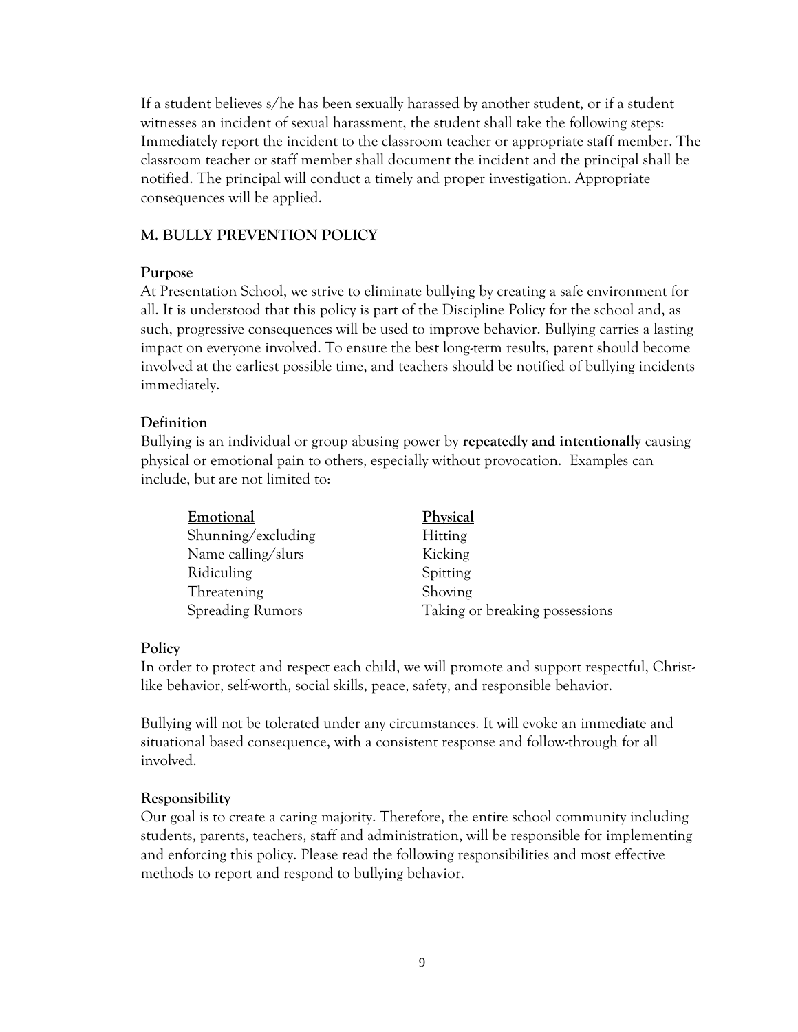If a student believes s/he has been sexually harassed by another student, or if a student witnesses an incident of sexual harassment, the student shall take the following steps: Immediately report the incident to the classroom teacher or appropriate staff member. The classroom teacher or staff member shall document the incident and the principal shall be notified. The principal will conduct a timely and proper investigation. Appropriate consequences will be applied.

## M. BULLY PREVENTION POLICY

### Purpose

At Presentation School, we strive to eliminate bullying by creating a safe environment for all. It is understood that this policy is part of the Discipline Policy for the school and, as such, progressive consequences will be used to improve behavior. Bullying carries a lasting impact on everyone involved. To ensure the best long-term results, parent should become involved at the earliest possible time, and teachers should be notified of bullying incidents immediately.

### Definition

Bullying is an individual or group abusing power by **repeatedly and intentionally** causing physical or emotional pain to others, especially without provocation. Examples can include, but are not limited to:

| Emotional | Physical |
| --- | --- |
| Shunning/excluding | Hitting |
| Name calling/slurs | Kicking |
| Ridiculing | Spitting |
| Threatening | Shoving |
| Spreading Rumors | Taking or breaking possessions |

### Policy

In order to protect and respect each child, we will promote and support respectful, Christ-like behavior, self-worth, social skills, peace, safety, and responsible behavior.

Bullying will not be tolerated under any circumstances. It will evoke an immediate and situational based consequence, with a consistent response and follow-through for all involved.

### Responsibility

Our goal is to create a caring majority. Therefore, the entire school community including students, parents, teachers, staff and administration, will be responsible for implementing and enforcing this policy. Please read the following responsibilities and most effective methods to report and respond to bullying behavior.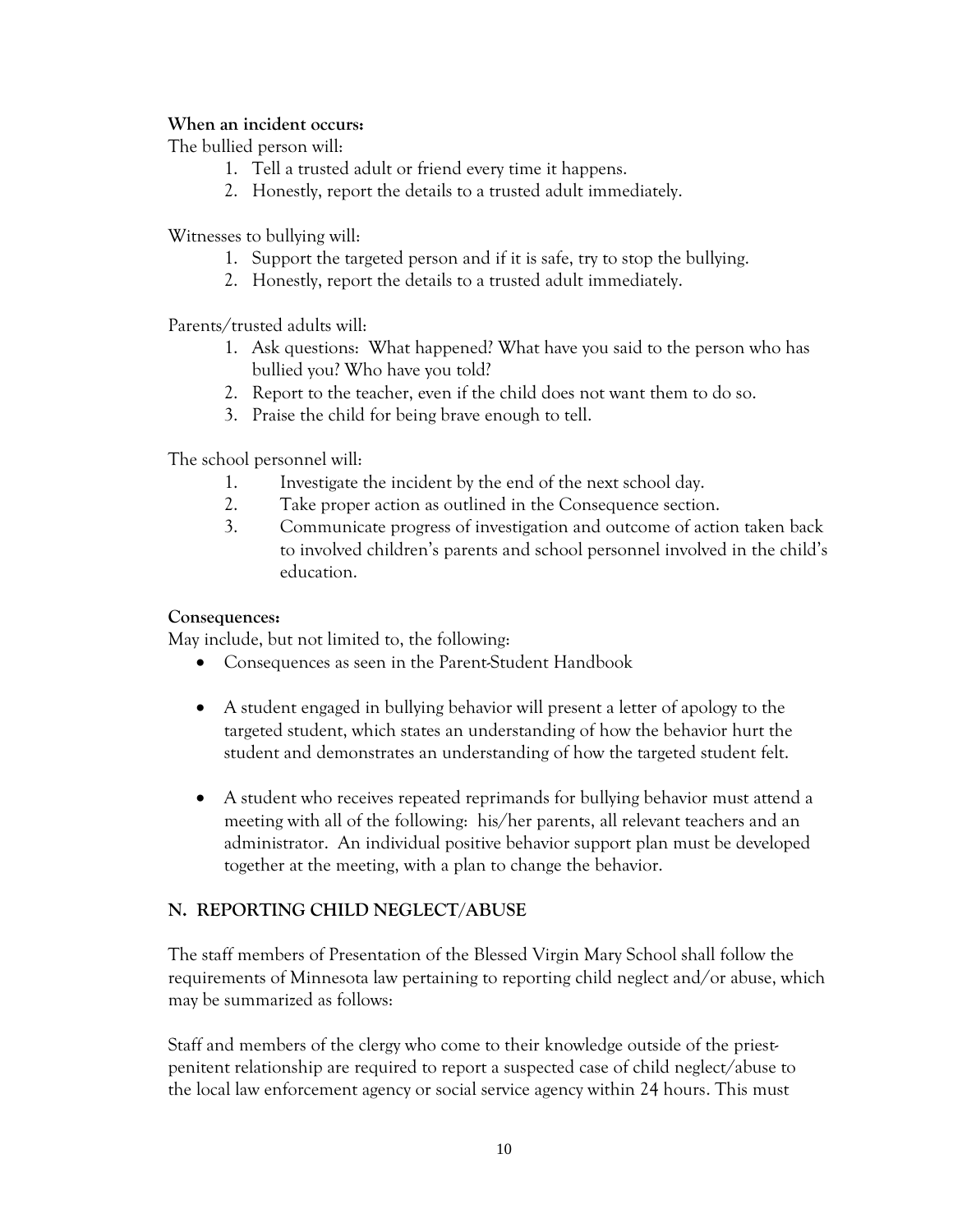**When an incident occurs:**

The bullied person will:

1. Tell a trusted adult or friend every time it happens.
2. Honestly, report the details to a trusted adult immediately.

Witnesses to bullying will:

1. Support the targeted person and if it is safe, try to stop the bullying.
2. Honestly, report the details to a trusted adult immediately.

Parents/trusted adults will:

1. Ask questions: What happened? What have you said to the person who has bullied you? Who have you told?
2. Report to the teacher, even if the child does not want them to do so.
3. Praise the child for being brave enough to tell.

The school personnel will:

1. Investigate the incident by the end of the next school day.
2. Take proper action as outlined in the Consequence section.
3. Communicate progress of investigation and outcome of action taken back to involved children's parents and school personnel involved in the child's education.

**Consequences:**

May include, but not limited to, the following:

- Consequences as seen in the Parent-Student Handbook
- A student engaged in bullying behavior will present a letter of apology to the targeted student, which states an understanding of how the behavior hurt the student and demonstrates an understanding of how the targeted student felt.
- A student who receives repeated reprimands for bullying behavior must attend a meeting with all of the following: his/her parents, all relevant teachers and an administrator. An individual positive behavior support plan must be developed together at the meeting, with a plan to change the behavior.

## N. REPORTING CHILD NEGLECT/ABUSE

The staff members of Presentation of the Blessed Virgin Mary School shall follow the requirements of Minnesota law pertaining to reporting child neglect and/or abuse, which may be summarized as follows:

Staff and members of the clergy who come to their knowledge outside of the priest-penitent relationship are required to report a suspected case of child neglect/abuse to the local law enforcement agency or social service agency within 24 hours. This must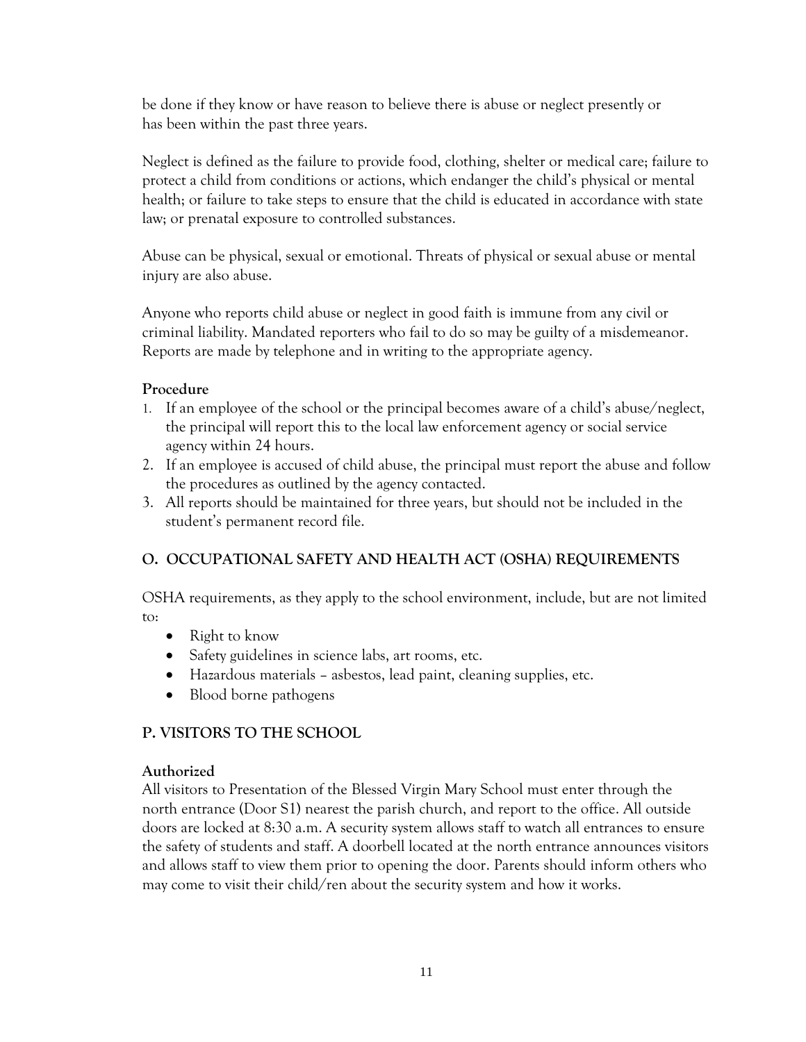be done if they know or have reason to believe there is abuse or neglect presently or has been within the past three years.

Neglect is defined as the failure to provide food, clothing, shelter or medical care; failure to protect a child from conditions or actions, which endanger the child's physical or mental health; or failure to take steps to ensure that the child is educated in accordance with state law; or prenatal exposure to controlled substances.

Abuse can be physical, sexual or emotional. Threats of physical or sexual abuse or mental injury are also abuse.

Anyone who reports child abuse or neglect in good faith is immune from any civil or criminal liability. Mandated reporters who fail to do so may be guilty of a misdemeanor. Reports are made by telephone and in writing to the appropriate agency.

**Procedure**

1. If an employee of the school or the principal becomes aware of a child's abuse/neglect, the principal will report this to the local law enforcement agency or social service agency within 24 hours.
2. If an employee is accused of child abuse, the principal must report the abuse and follow the procedures as outlined by the agency contacted.
3. All reports should be maintained for three years, but should not be included in the student's permanent record file.

## O. OCCUPATIONAL SAFETY AND HEALTH ACT (OSHA) REQUIREMENTS

OSHA requirements, as they apply to the school environment, include, but are not limited to:

- Right to know
- Safety guidelines in science labs, art rooms, etc.
- Hazardous materials – asbestos, lead paint, cleaning supplies, etc.
- Blood borne pathogens

## P. VISITORS TO THE SCHOOL

**Authorized**

All visitors to Presentation of the Blessed Virgin Mary School must enter through the north entrance (Door S1) nearest the parish church, and report to the office. All outside doors are locked at 8:30 a.m. A security system allows staff to watch all entrances to ensure the safety of students and staff. A doorbell located at the north entrance announces visitors and allows staff to view them prior to opening the door. Parents should inform others who may come to visit their child/ren about the security system and how it works.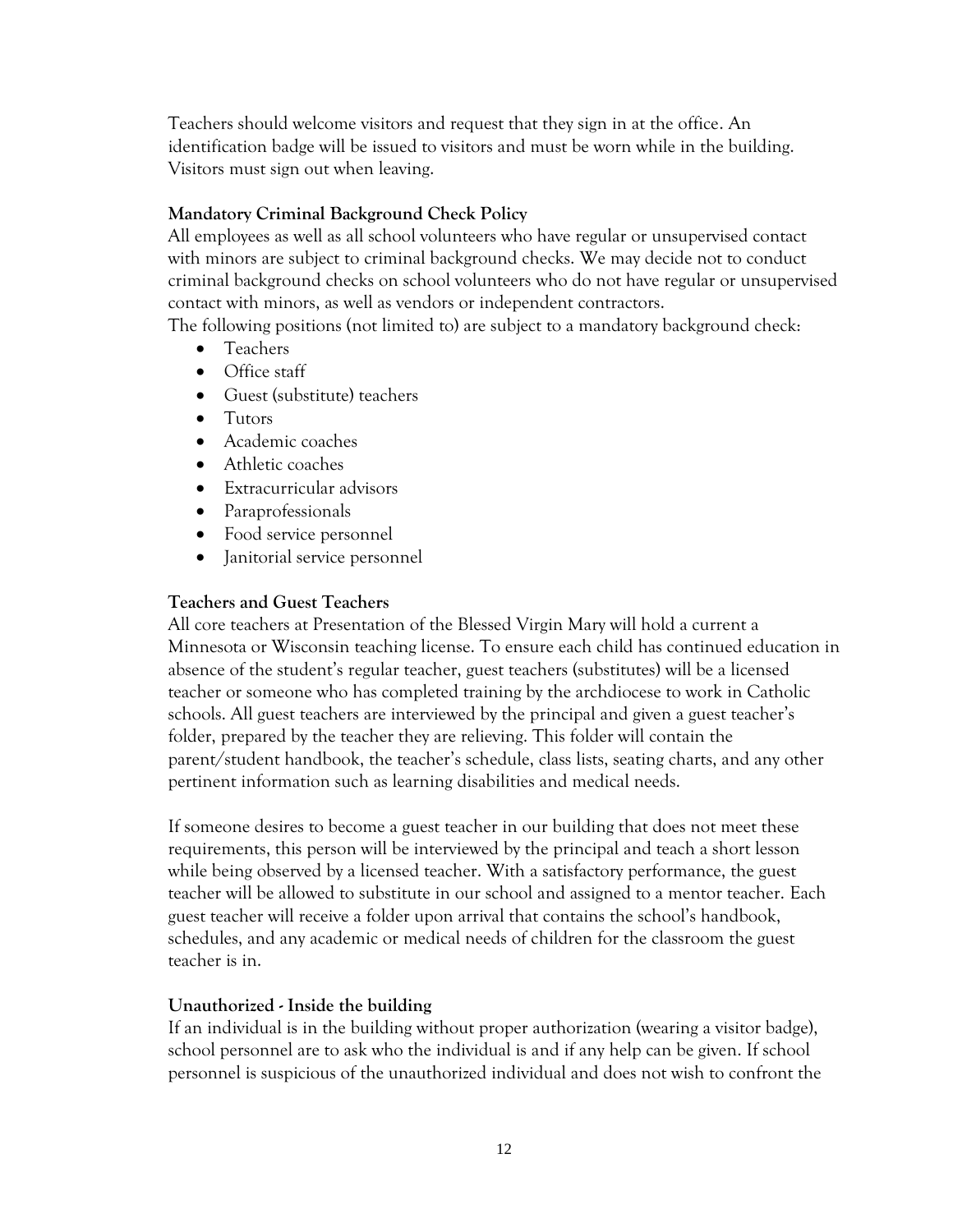Teachers should welcome visitors and request that they sign in at the office. An identification badge will be issued to visitors and must be worn while in the building. Visitors must sign out when leaving.

**Mandatory Criminal Background Check Policy**

All employees as well as all school volunteers who have regular or unsupervised contact with minors are subject to criminal background checks. We may decide not to conduct criminal background checks on school volunteers who do not have regular or unsupervised contact with minors, as well as vendors or independent contractors.

The following positions (not limited to) are subject to a mandatory background check:

- Teachers
- Office staff
- Guest (substitute) teachers
- Tutors
- Academic coaches
- Athletic coaches
- Extracurricular advisors
- Paraprofessionals
- Food service personnel
- Janitorial service personnel

**Teachers and Guest Teachers**

All core teachers at Presentation of the Blessed Virgin Mary will hold a current a Minnesota or Wisconsin teaching license. To ensure each child has continued education in absence of the student's regular teacher, guest teachers (substitutes) will be a licensed teacher or someone who has completed training by the archdiocese to work in Catholic schools. All guest teachers are interviewed by the principal and given a guest teacher's folder, prepared by the teacher they are relieving. This folder will contain the parent/student handbook, the teacher's schedule, class lists, seating charts, and any other pertinent information such as learning disabilities and medical needs.

If someone desires to become a guest teacher in our building that does not meet these requirements, this person will be interviewed by the principal and teach a short lesson while being observed by a licensed teacher. With a satisfactory performance, the guest teacher will be allowed to substitute in our school and assigned to a mentor teacher. Each guest teacher will receive a folder upon arrival that contains the school's handbook, schedules, and any academic or medical needs of children for the classroom the guest teacher is in.

**Unauthorized - Inside the building**

If an individual is in the building without proper authorization (wearing a visitor badge), school personnel are to ask who the individual is and if any help can be given. If school personnel is suspicious of the unauthorized individual and does not wish to confront the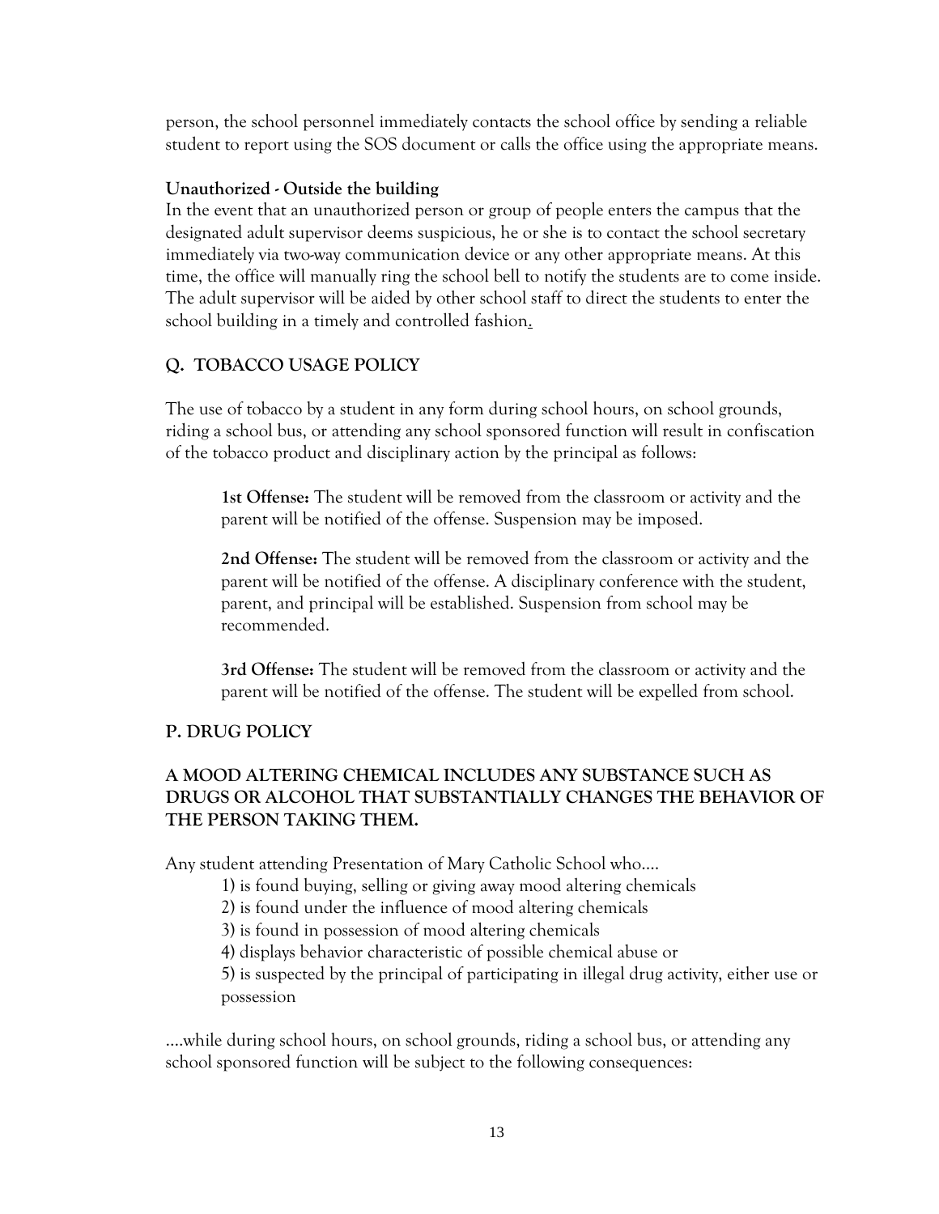person, the school personnel immediately contacts the school office by sending a reliable student to report using the SOS document or calls the office using the appropriate means.

**Unauthorized - Outside the building**

In the event that an unauthorized person or group of people enters the campus that the designated adult supervisor deems suspicious, he or she is to contact the school secretary immediately via two-way communication device or any other appropriate means. At this time, the office will manually ring the school bell to notify the students are to come inside. The adult supervisor will be aided by other school staff to direct the students to enter the school building in a timely and controlled fashion.

## Q. TOBACCO USAGE POLICY

The use of tobacco by a student in any form during school hours, on school grounds, riding a school bus, or attending any school sponsored function will result in confiscation of the tobacco product and disciplinary action by the principal as follows:

**1st Offense:** The student will be removed from the classroom or activity and the parent will be notified of the offense. Suspension may be imposed.

**2nd Offense:** The student will be removed from the classroom or activity and the parent will be notified of the offense. A disciplinary conference with the student, parent, and principal will be established. Suspension from school may be recommended.

**3rd Offense:** The student will be removed from the classroom or activity and the parent will be notified of the offense. The student will be expelled from school.

## P. DRUG POLICY

**A MOOD ALTERING CHEMICAL INCLUDES ANY SUBSTANCE SUCH AS DRUGS OR ALCOHOL THAT SUBSTANTIALLY CHANGES THE BEHAVIOR OF THE PERSON TAKING THEM.**

Any student attending Presentation of Mary Catholic School who....

1) is found buying, selling or giving away mood altering chemicals
2) is found under the influence of mood altering chemicals
3) is found in possession of mood altering chemicals
4) displays behavior characteristic of possible chemical abuse or
5) is suspected by the principal of participating in illegal drug activity, either use or possession

....while during school hours, on school grounds, riding a school bus, or attending any school sponsored function will be subject to the following consequences: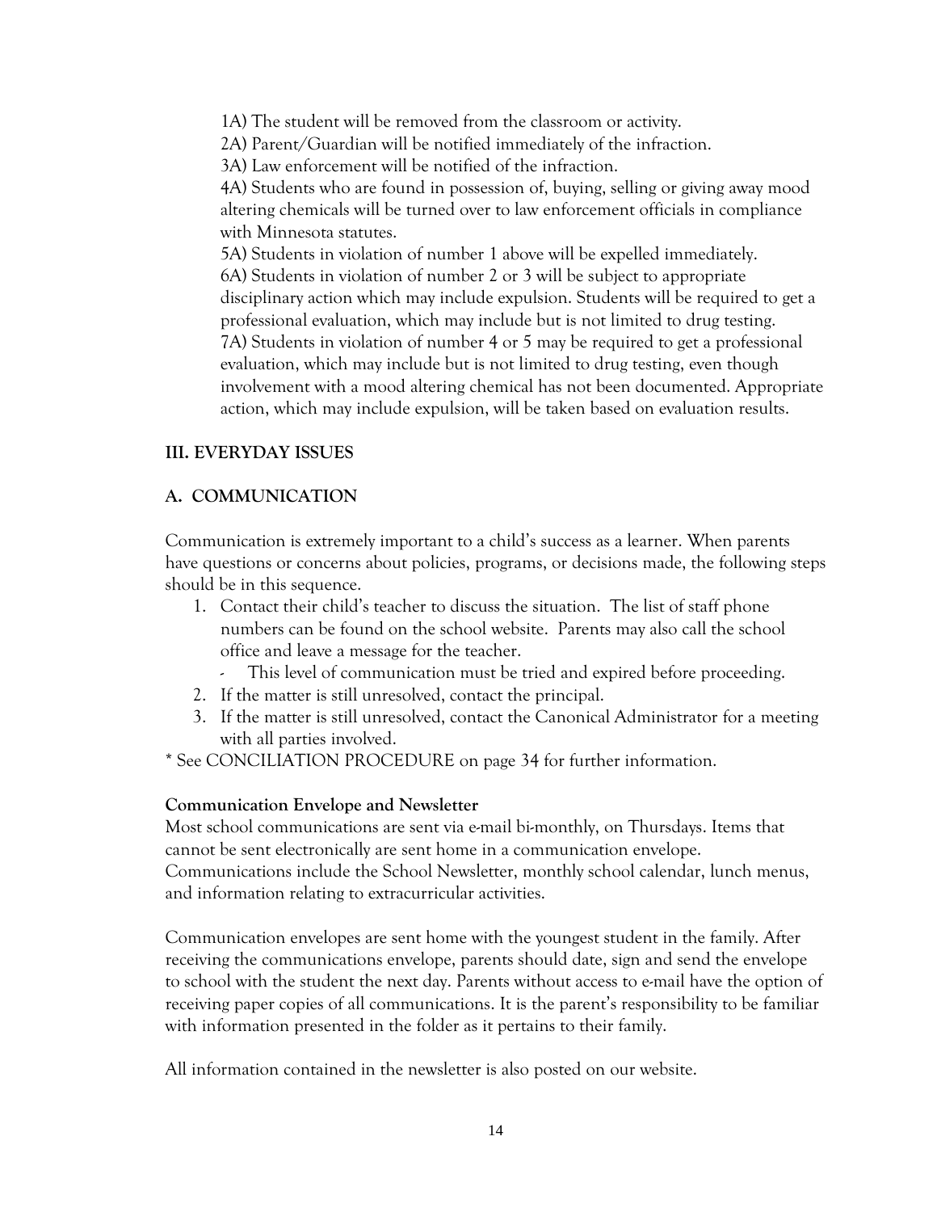1A) The student will be removed from the classroom or activity.
2A) Parent/Guardian will be notified immediately of the infraction.
3A) Law enforcement will be notified of the infraction.
4A) Students who are found in possession of, buying, selling or giving away mood altering chemicals will be turned over to law enforcement officials in compliance with Minnesota statutes.
5A) Students in violation of number 1 above will be expelled immediately.
6A) Students in violation of number 2 or 3 will be subject to appropriate disciplinary action which may include expulsion. Students will be required to get a professional evaluation, which may include but is not limited to drug testing.
7A) Students in violation of number 4 or 5 may be required to get a professional evaluation, which may include but is not limited to drug testing, even though involvement with a mood altering chemical has not been documented. Appropriate action, which may include expulsion, will be taken based on evaluation results.

## III. EVERYDAY ISSUES

### A. COMMUNICATION

Communication is extremely important to a child's success as a learner. When parents have questions or concerns about policies, programs, or decisions made, the following steps should be in this sequence.

1. Contact their child's teacher to discuss the situation. The list of staff phone numbers can be found on the school website. Parents may also call the school office and leave a message for the teacher.
   - This level of communication must be tried and expired before proceeding.
2. If the matter is still unresolved, contact the principal.
3. If the matter is still unresolved, contact the Canonical Administrator for a meeting with all parties involved.

* See CONCILIATION PROCEDURE on page 34 for further information.

**Communication Envelope and Newsletter**
Most school communications are sent via e-mail bi-monthly, on Thursdays. Items that cannot be sent electronically are sent home in a communication envelope. Communications include the School Newsletter, monthly school calendar, lunch menus, and information relating to extracurricular activities.

Communication envelopes are sent home with the youngest student in the family. After receiving the communications envelope, parents should date, sign and send the envelope to school with the student the next day. Parents without access to e-mail have the option of receiving paper copies of all communications. It is the parent's responsibility to be familiar with information presented in the folder as it pertains to their family.

All information contained in the newsletter is also posted on our website.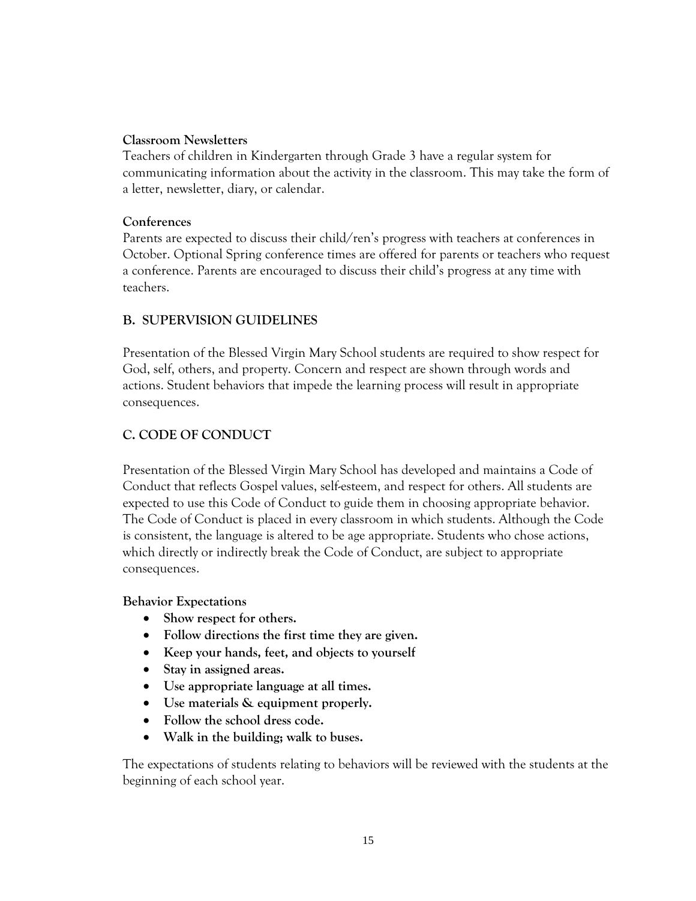**Classroom Newsletters**

Teachers of children in Kindergarten through Grade 3 have a regular system for communicating information about the activity in the classroom. This may take the form of a letter, newsletter, diary, or calendar.

**Conferences**

Parents are expected to discuss their child/ren's progress with teachers at conferences in October. Optional Spring conference times are offered for parents or teachers who request a conference. Parents are encouraged to discuss their child's progress at any time with teachers.

## B. SUPERVISION GUIDELINES

Presentation of the Blessed Virgin Mary School students are required to show respect for God, self, others, and property. Concern and respect are shown through words and actions. Student behaviors that impede the learning process will result in appropriate consequences.

## C. CODE OF CONDUCT

Presentation of the Blessed Virgin Mary School has developed and maintains a Code of Conduct that reflects Gospel values, self-esteem, and respect for others. All students are expected to use this Code of Conduct to guide them in choosing appropriate behavior. The Code of Conduct is placed in every classroom in which students. Although the Code is consistent, the language is altered to be age appropriate. Students who chose actions, which directly or indirectly break the Code of Conduct, are subject to appropriate consequences.

**Behavior Expectations**

- **Show respect for others.**
- **Follow directions the first time they are given.**
- **Keep your hands, feet, and objects to yourself**
- **Stay in assigned areas.**
- **Use appropriate language at all times.**
- **Use materials & equipment properly.**
- **Follow the school dress code.**
- **Walk in the building; walk to buses.**

The expectations of students relating to behaviors will be reviewed with the students at the beginning of each school year.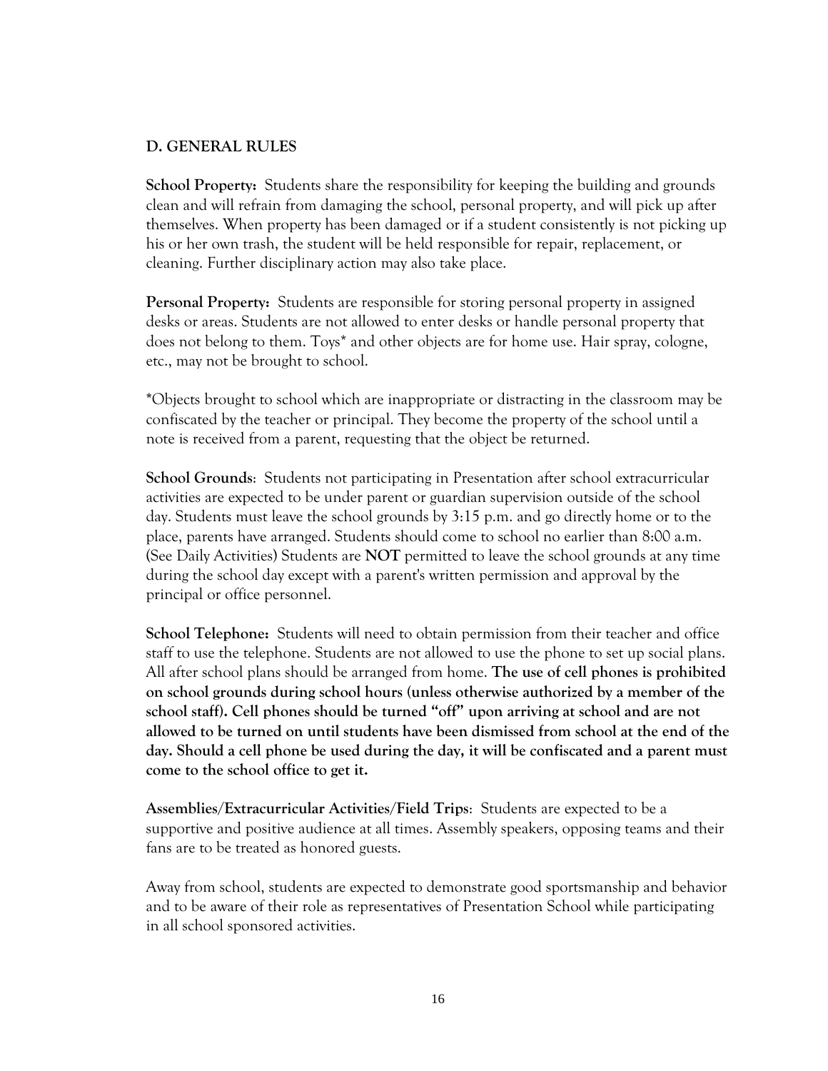## D. GENERAL RULES

**School Property:** Students share the responsibility for keeping the building and grounds clean and will refrain from damaging the school, personal property, and will pick up after themselves. When property has been damaged or if a student consistently is not picking up his or her own trash, the student will be held responsible for repair, replacement, or cleaning. Further disciplinary action may also take place.

**Personal Property:** Students are responsible for storing personal property in assigned desks or areas. Students are not allowed to enter desks or handle personal property that does not belong to them. Toys* and other objects are for home use. Hair spray, cologne, etc., may not be brought to school.

*Objects brought to school which are inappropriate or distracting in the classroom may be confiscated by the teacher or principal. They become the property of the school until a note is received from a parent, requesting that the object be returned.

**School Grounds**: Students not participating in Presentation after school extracurricular activities are expected to be under parent or guardian supervision outside of the school day. Students must leave the school grounds by 3:15 p.m. and go directly home or to the place, parents have arranged. Students should come to school no earlier than 8:00 a.m. (See Daily Activities) Students are **NOT** permitted to leave the school grounds at any time during the school day except with a parent's written permission and approval by the principal or office personnel.

**School Telephone:** Students will need to obtain permission from their teacher and office staff to use the telephone. Students are not allowed to use the phone to set up social plans. All after school plans should be arranged from home. **The use of cell phones is prohibited on school grounds during school hours (unless otherwise authorized by a member of the school staff). Cell phones should be turned "off" upon arriving at school and are not allowed to be turned on until students have been dismissed from school at the end of the day. Should a cell phone be used during the day, it will be confiscated and a parent must come to the school office to get it.**

**Assemblies/Extracurricular Activities/Field Trips**: Students are expected to be a supportive and positive audience at all times. Assembly speakers, opposing teams and their fans are to be treated as honored guests.

Away from school, students are expected to demonstrate good sportsmanship and behavior and to be aware of their role as representatives of Presentation School while participating in all school sponsored activities.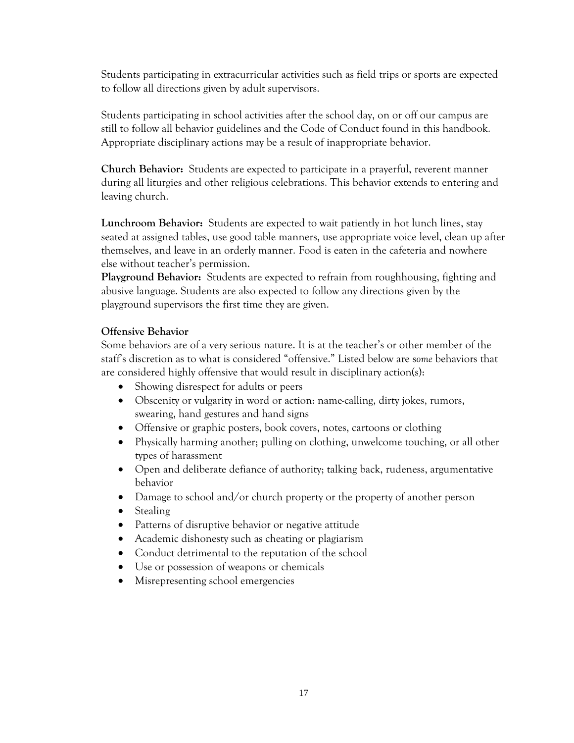Students participating in extracurricular activities such as field trips or sports are expected to follow all directions given by adult supervisors.

Students participating in school activities after the school day, on or off our campus are still to follow all behavior guidelines and the Code of Conduct found in this handbook. Appropriate disciplinary actions may be a result of inappropriate behavior.

**Church Behavior:** Students are expected to participate in a prayerful, reverent manner during all liturgies and other religious celebrations. This behavior extends to entering and leaving church.

**Lunchroom Behavior:** Students are expected to wait patiently in hot lunch lines, stay seated at assigned tables, use good table manners, use appropriate voice level, clean up after themselves, and leave in an orderly manner. Food is eaten in the cafeteria and nowhere else without teacher's permission.

**Playground Behavior:** Students are expected to refrain from roughhousing, fighting and abusive language. Students are also expected to follow any directions given by the playground supervisors the first time they are given.

**Offensive Behavior**

Some behaviors are of a very serious nature. It is at the teacher's or other member of the staff's discretion as to what is considered "offensive." Listed below are *some* behaviors that are considered highly offensive that would result in disciplinary action(s):

- Showing disrespect for adults or peers
- Obscenity or vulgarity in word or action: name-calling, dirty jokes, rumors, swearing, hand gestures and hand signs
- Offensive or graphic posters, book covers, notes, cartoons or clothing
- Physically harming another; pulling on clothing, unwelcome touching, or all other types of harassment
- Open and deliberate defiance of authority; talking back, rudeness, argumentative behavior
- Damage to school and/or church property or the property of another person
- Stealing
- Patterns of disruptive behavior or negative attitude
- Academic dishonesty such as cheating or plagiarism
- Conduct detrimental to the reputation of the school
- Use or possession of weapons or chemicals
- Misrepresenting school emergencies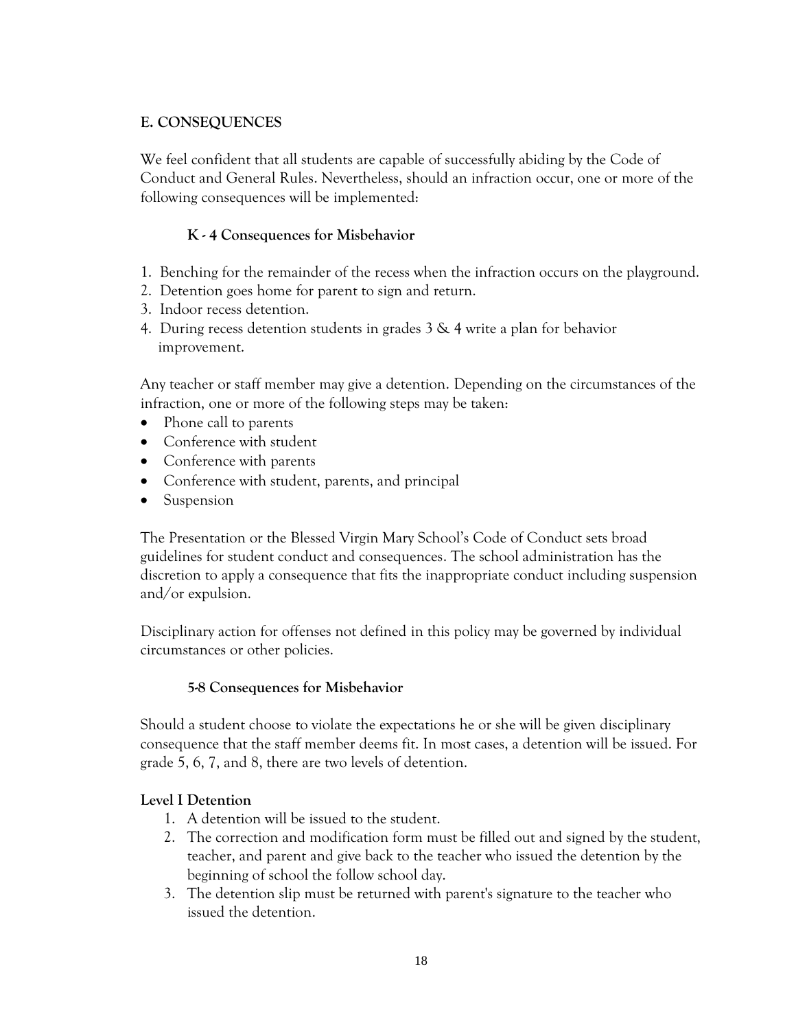## E. CONSEQUENCES

We feel confident that all students are capable of successfully abiding by the Code of Conduct and General Rules. Nevertheless, should an infraction occur, one or more of the following consequences will be implemented:

### K - 4 Consequences for Misbehavior

1. Benching for the remainder of the recess when the infraction occurs on the playground.
2. Detention goes home for parent to sign and return.
3. Indoor recess detention.
4. During recess detention students in grades 3 & 4 write a plan for behavior improvement.

Any teacher or staff member may give a detention. Depending on the circumstances of the infraction, one or more of the following steps may be taken:

- Phone call to parents
- Conference with student
- Conference with parents
- Conference with student, parents, and principal
- Suspension

The Presentation or the Blessed Virgin Mary School's Code of Conduct sets broad guidelines for student conduct and consequences. The school administration has the discretion to apply a consequence that fits the inappropriate conduct including suspension and/or expulsion.

Disciplinary action for offenses not defined in this policy may be governed by individual circumstances or other policies.

### 5-8 Consequences for Misbehavior

Should a student choose to violate the expectations he or she will be given disciplinary consequence that the staff member deems fit. In most cases, a detention will be issued. For grade 5, 6, 7, and 8, there are two levels of detention.

**Level I Detention**

1. A detention will be issued to the student.
2. The correction and modification form must be filled out and signed by the student, teacher, and parent and give back to the teacher who issued the detention by the beginning of school the follow school day.
3. The detention slip must be returned with parent's signature to the teacher who issued the detention.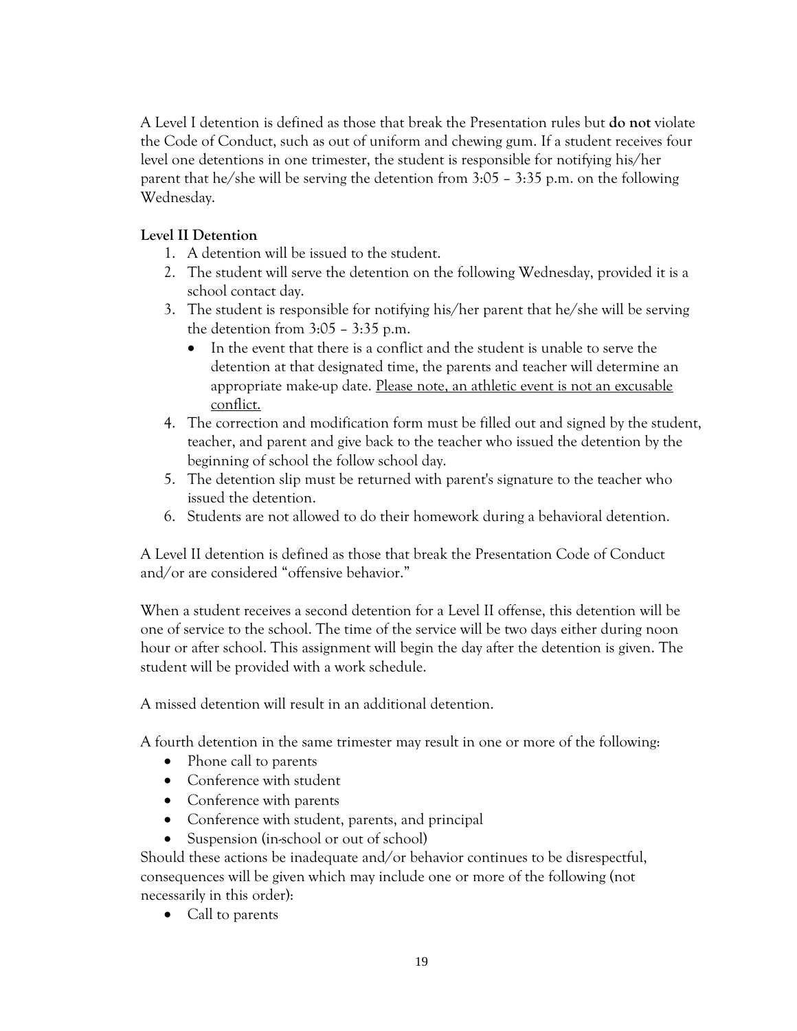A Level I detention is defined as those that break the Presentation rules but **do not** violate the Code of Conduct, such as out of uniform and chewing gum. If a student receives four level one detentions in one trimester, the student is responsible for notifying his/her parent that he/she will be serving the detention from 3:05 – 3:35 p.m. on the following Wednesday.

**Level II Detention**

1. A detention will be issued to the student.
2. The student will serve the detention on the following Wednesday, provided it is a school contact day.
3. The student is responsible for notifying his/her parent that he/she will be serving the detention from 3:05 – 3:35 p.m.
   - In the event that there is a conflict and the student is unable to serve the detention at that designated time, the parents and teacher will determine an appropriate make-up date. <u>Please note, an athletic event is not an excusable conflict.</u>
4. The correction and modification form must be filled out and signed by the student, teacher, and parent and give back to the teacher who issued the detention by the beginning of school the follow school day.
5. The detention slip must be returned with parent's signature to the teacher who issued the detention.
6. Students are not allowed to do their homework during a behavioral detention.

A Level II detention is defined as those that break the Presentation Code of Conduct and/or are considered "offensive behavior."

When a student receives a second detention for a Level II offense, this detention will be one of service to the school. The time of the service will be two days either during noon hour or after school. This assignment will begin the day after the detention is given. The student will be provided with a work schedule.

A missed detention will result in an additional detention.

A fourth detention in the same trimester may result in one or more of the following:

- Phone call to parents
- Conference with student
- Conference with parents
- Conference with student, parents, and principal
- Suspension (in-school or out of school)

Should these actions be inadequate and/or behavior continues to be disrespectful, consequences will be given which may include one or more of the following (not necessarily in this order):

- Call to parents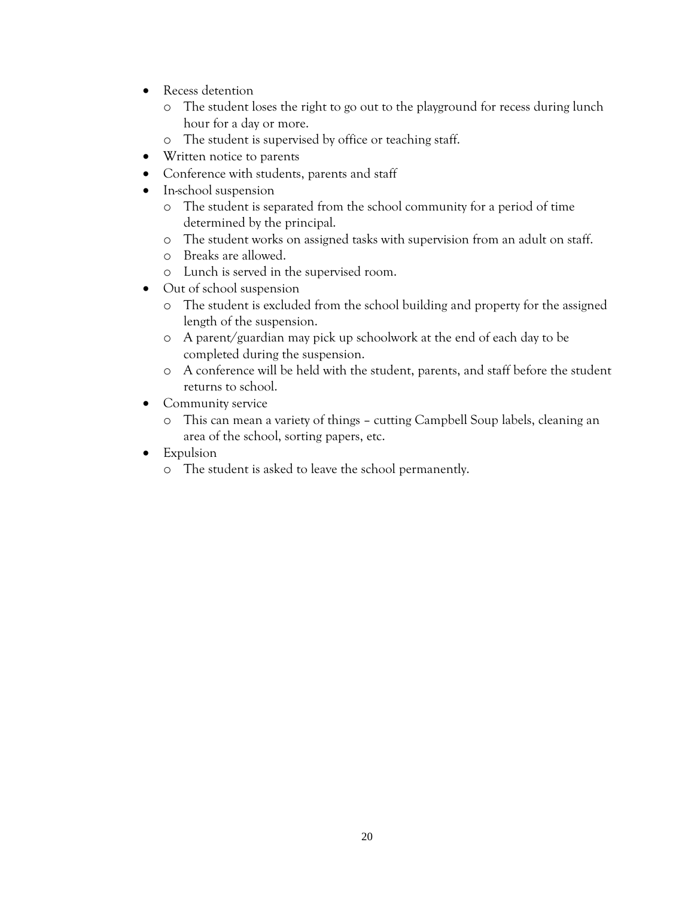- Recess detention
  - The student loses the right to go out to the playground for recess during lunch hour for a day or more.
  - The student is supervised by office or teaching staff.
- Written notice to parents
- Conference with students, parents and staff
- In-school suspension
  - The student is separated from the school community for a period of time determined by the principal.
  - The student works on assigned tasks with supervision from an adult on staff.
  - Breaks are allowed.
  - Lunch is served in the supervised room.
- Out of school suspension
  - The student is excluded from the school building and property for the assigned length of the suspension.
  - A parent/guardian may pick up schoolwork at the end of each day to be completed during the suspension.
  - A conference will be held with the student, parents, and staff before the student returns to school.
- Community service
  - This can mean a variety of things – cutting Campbell Soup labels, cleaning an area of the school, sorting papers, etc.
- Expulsion
  - The student is asked to leave the school permanently.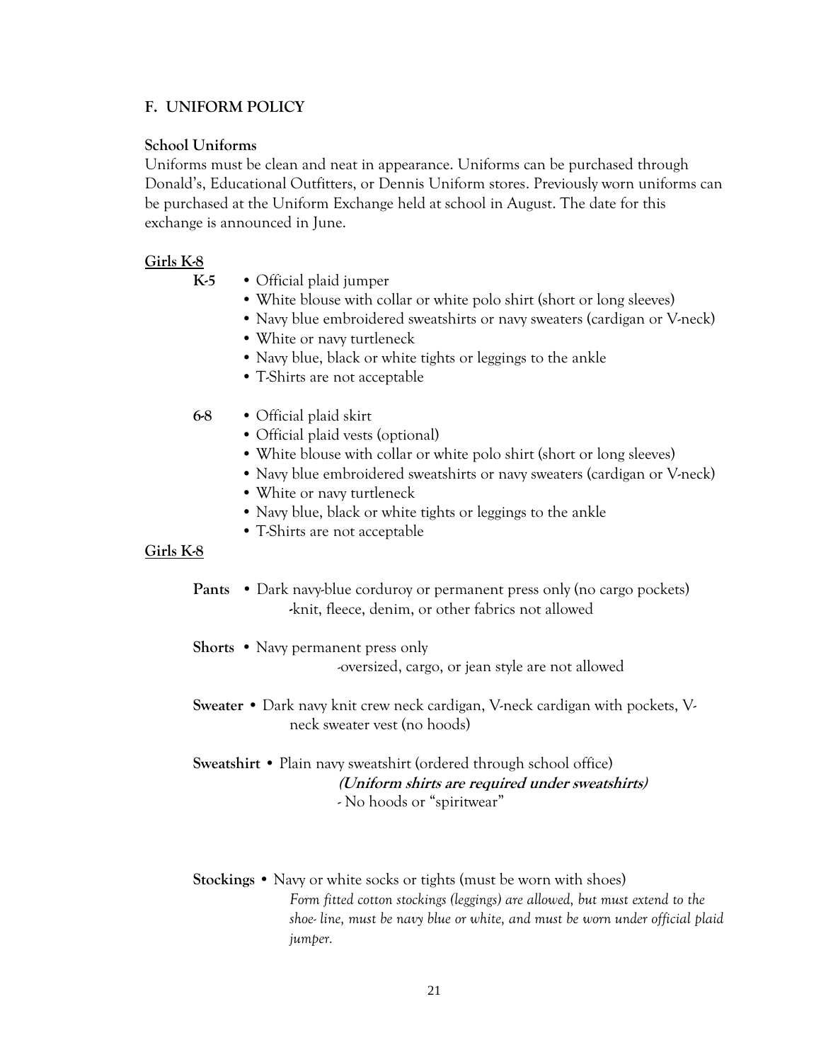## F. UNIFORM POLICY

### School Uniforms

Uniforms must be clean and neat in appearance. Uniforms can be purchased through Donald's, Educational Outfitters, or Dennis Uniform stores. Previously worn uniforms can be purchased at the Uniform Exchange held at school in August. The date for this exchange is announced in June.

**Girls K-8**

**K-5**
- Official plaid jumper
- White blouse with collar or white polo shirt (short or long sleeves)
- Navy blue embroidered sweatshirts or navy sweaters (cardigan or V-neck)
- White or navy turtleneck
- Navy blue, black or white tights or leggings to the ankle
- T-Shirts are not acceptable

**6-8**
- Official plaid skirt
- Official plaid vests (optional)
- White blouse with collar or white polo shirt (short or long sleeves)
- Navy blue embroidered sweatshirts or navy sweaters (cardigan or V-neck)
- White or navy turtleneck
- Navy blue, black or white tights or leggings to the ankle
- T-Shirts are not acceptable

**Girls K-8**

**Pants** • Dark navy-blue corduroy or permanent press only (no cargo pockets)
-knit, fleece, denim, or other fabrics not allowed

**Shorts** • Navy permanent press only
-oversized, cargo, or jean style are not allowed

**Sweater** • Dark navy knit crew neck cardigan, V-neck cardigan with pockets, V-neck sweater vest (no hoods)

**Sweatshirt** • Plain navy sweatshirt (ordered through school office)
***(Uniform shirts are required under sweatshirts)***
- No hoods or "spiritwear"

**Stockings** • Navy or white socks or tights (must be worn with shoes)
*Form fitted cotton stockings (leggings) are allowed, but must extend to the shoe- line, must be navy blue or white, and must be worn under official plaid jumper.*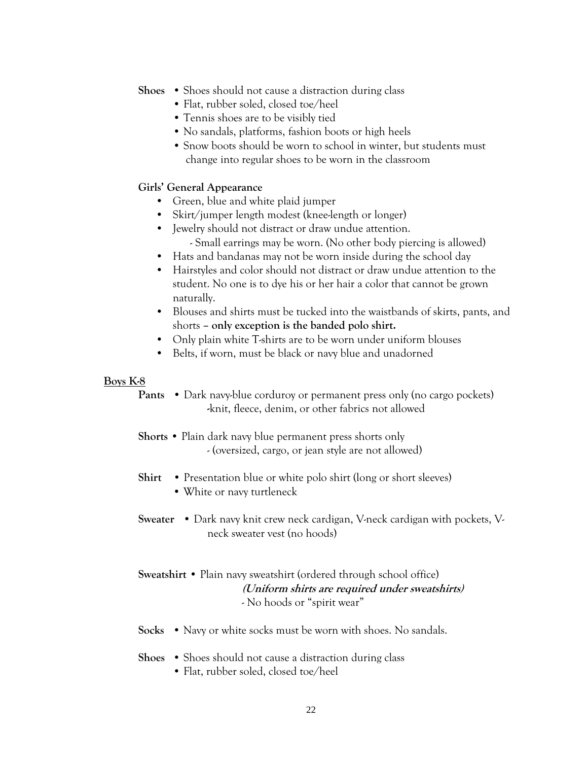**Shoes**
- Shoes should not cause a distraction during class
- Flat, rubber soled, closed toe/heel
- Tennis shoes are to be visibly tied
- No sandals, platforms, fashion boots or high heels
- Snow boots should be worn to school in winter, but students must change into regular shoes to be worn in the classroom

**Girls' General Appearance**

- Green, blue and white plaid jumper
- Skirt/jumper length modest (knee-length or longer)
- Jewelry should not distract or draw undue attention.
  - Small earrings may be worn. (No other body piercing is allowed)
- Hats and bandanas may not be worn inside during the school day
- Hairstyles and color should not distract or draw undue attention to the student. No one is to dye his or her hair a color that cannot be grown naturally.
- Blouses and shirts must be tucked into the waistbands of skirts, pants, and shorts **– only exception is the banded polo shirt.**
- Only plain white T-shirts are to be worn under uniform blouses
- Belts, if worn, must be black or navy blue and unadorned

**<u>Boys K-8</u>**

**Pants**
- Dark navy-blue corduroy or permanent press only (no cargo pockets)
  - knit, fleece, denim, or other fabrics not allowed

**Shorts**
- Plain dark navy blue permanent press shorts only
  - (oversized, cargo, or jean style are not allowed)

**Shirt**
- Presentation blue or white polo shirt (long or short sleeves)
- White or navy turtleneck

**Sweater**
- Dark navy knit crew neck cardigan, V-neck cardigan with pockets, V-neck sweater vest (no hoods)

**Sweatshirt**
- Plain navy sweatshirt (ordered through school office)
  - ***(Uniform shirts are required under sweatshirts)***
  - No hoods or "spirit wear"

**Socks**
- Navy or white socks must be worn with shoes. No sandals.

**Shoes**
- Shoes should not cause a distraction during class
- Flat, rubber soled, closed toe/heel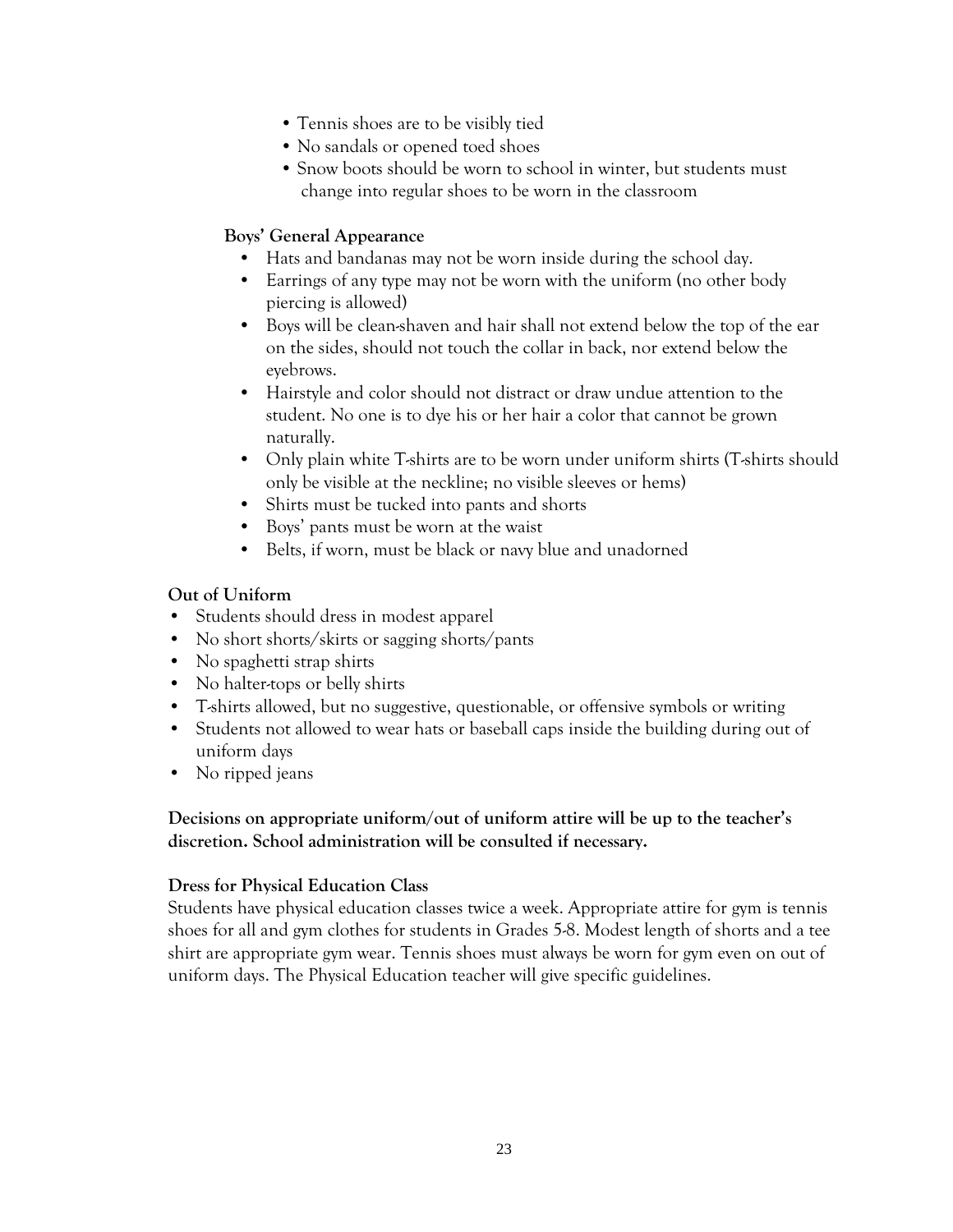- Tennis shoes are to be visibly tied
- No sandals or opened toed shoes
- Snow boots should be worn to school in winter, but students must change into regular shoes to be worn in the classroom

**Boys' General Appearance**

- Hats and bandanas may not be worn inside during the school day.
- Earrings of any type may not be worn with the uniform (no other body piercing is allowed)
- Boys will be clean-shaven and hair shall not extend below the top of the ear on the sides, should not touch the collar in back, nor extend below the eyebrows.
- Hairstyle and color should not distract or draw undue attention to the student. No one is to dye his or her hair a color that cannot be grown naturally.
- Only plain white T-shirts are to be worn under uniform shirts (T-shirts should only be visible at the neckline; no visible sleeves or hems)
- Shirts must be tucked into pants and shorts
- Boys' pants must be worn at the waist
- Belts, if worn, must be black or navy blue and unadorned

**Out of Uniform**

- Students should dress in modest apparel
- No short shorts/skirts or sagging shorts/pants
- No spaghetti strap shirts
- No halter-tops or belly shirts
- T-shirts allowed, but no suggestive, questionable, or offensive symbols or writing
- Students not allowed to wear hats or baseball caps inside the building during out of uniform days
- No ripped jeans

**Decisions on appropriate uniform/out of uniform attire will be up to the teacher's discretion. School administration will be consulted if necessary.**

**Dress for Physical Education Class**

Students have physical education classes twice a week. Appropriate attire for gym is tennis shoes for all and gym clothes for students in Grades 5-8. Modest length of shorts and a tee shirt are appropriate gym wear. Tennis shoes must always be worn for gym even on out of uniform days. The Physical Education teacher will give specific guidelines.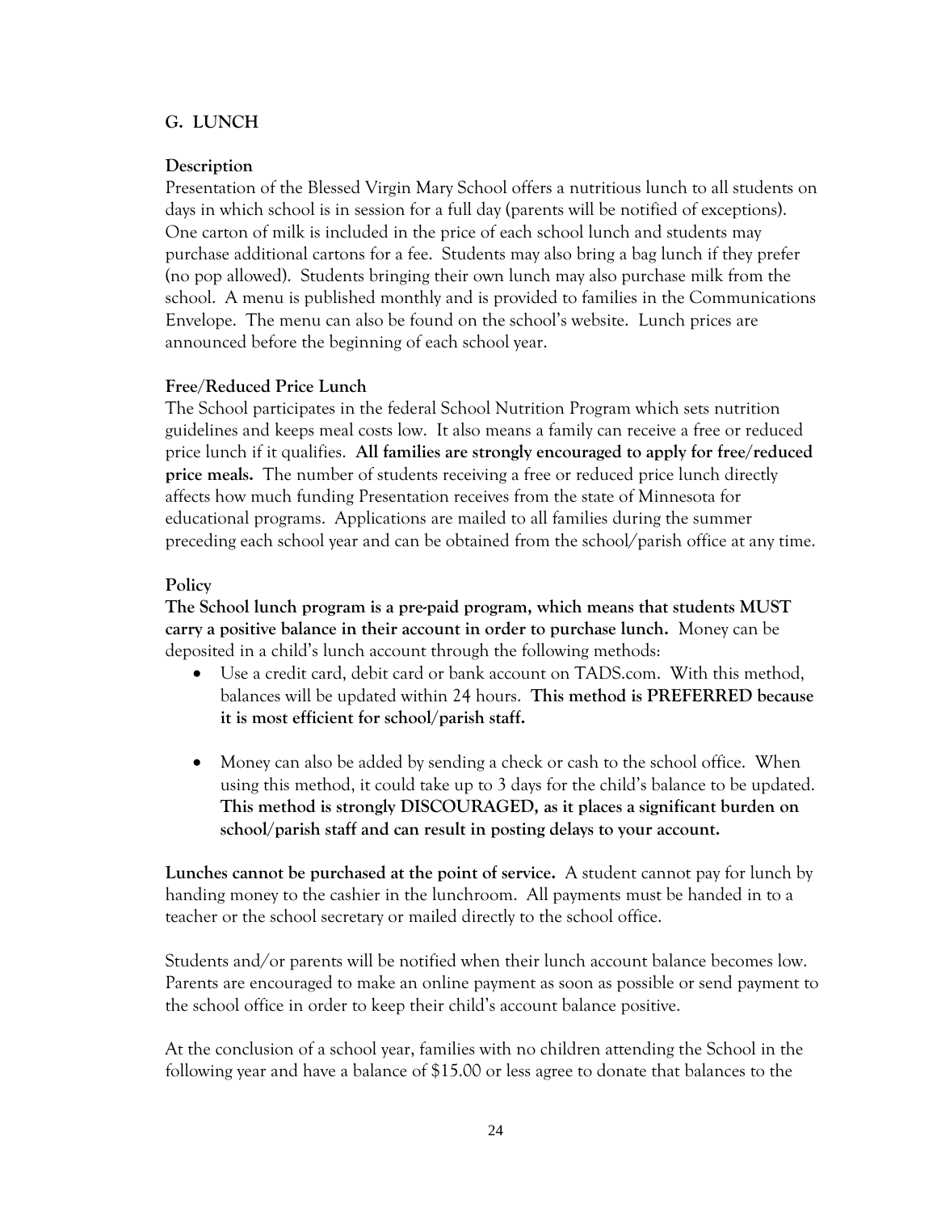## G. LUNCH

### Description

Presentation of the Blessed Virgin Mary School offers a nutritious lunch to all students on days in which school is in session for a full day (parents will be notified of exceptions). One carton of milk is included in the price of each school lunch and students may purchase additional cartons for a fee. Students may also bring a bag lunch if they prefer (no pop allowed). Students bringing their own lunch may also purchase milk from the school. A menu is published monthly and is provided to families in the Communications Envelope. The menu can also be found on the school's website. Lunch prices are announced before the beginning of each school year.

### Free/Reduced Price Lunch

The School participates in the federal School Nutrition Program which sets nutrition guidelines and keeps meal costs low. It also means a family can receive a free or reduced price lunch if it qualifies. **All families are strongly encouraged to apply for free/reduced price meals.** The number of students receiving a free or reduced price lunch directly affects how much funding Presentation receives from the state of Minnesota for educational programs. Applications are mailed to all families during the summer preceding each school year and can be obtained from the school/parish office at any time.

### Policy

**The School lunch program is a pre-paid program, which means that students MUST carry a positive balance in their account in order to purchase lunch.** Money can be deposited in a child's lunch account through the following methods:

- Use a credit card, debit card or bank account on TADS.com. With this method, balances will be updated within 24 hours. **This method is PREFERRED because it is most efficient for school/parish staff.**

- Money can also be added by sending a check or cash to the school office. When using this method, it could take up to 3 days for the child's balance to be updated. **This method is strongly DISCOURAGED, as it places a significant burden on school/parish staff and can result in posting delays to your account.**

**Lunches cannot be purchased at the point of service.** A student cannot pay for lunch by handing money to the cashier in the lunchroom. All payments must be handed in to a teacher or the school secretary or mailed directly to the school office.

Students and/or parents will be notified when their lunch account balance becomes low. Parents are encouraged to make an online payment as soon as possible or send payment to the school office in order to keep their child's account balance positive.

At the conclusion of a school year, families with no children attending the School in the following year and have a balance of $15.00 or less agree to donate that balances to the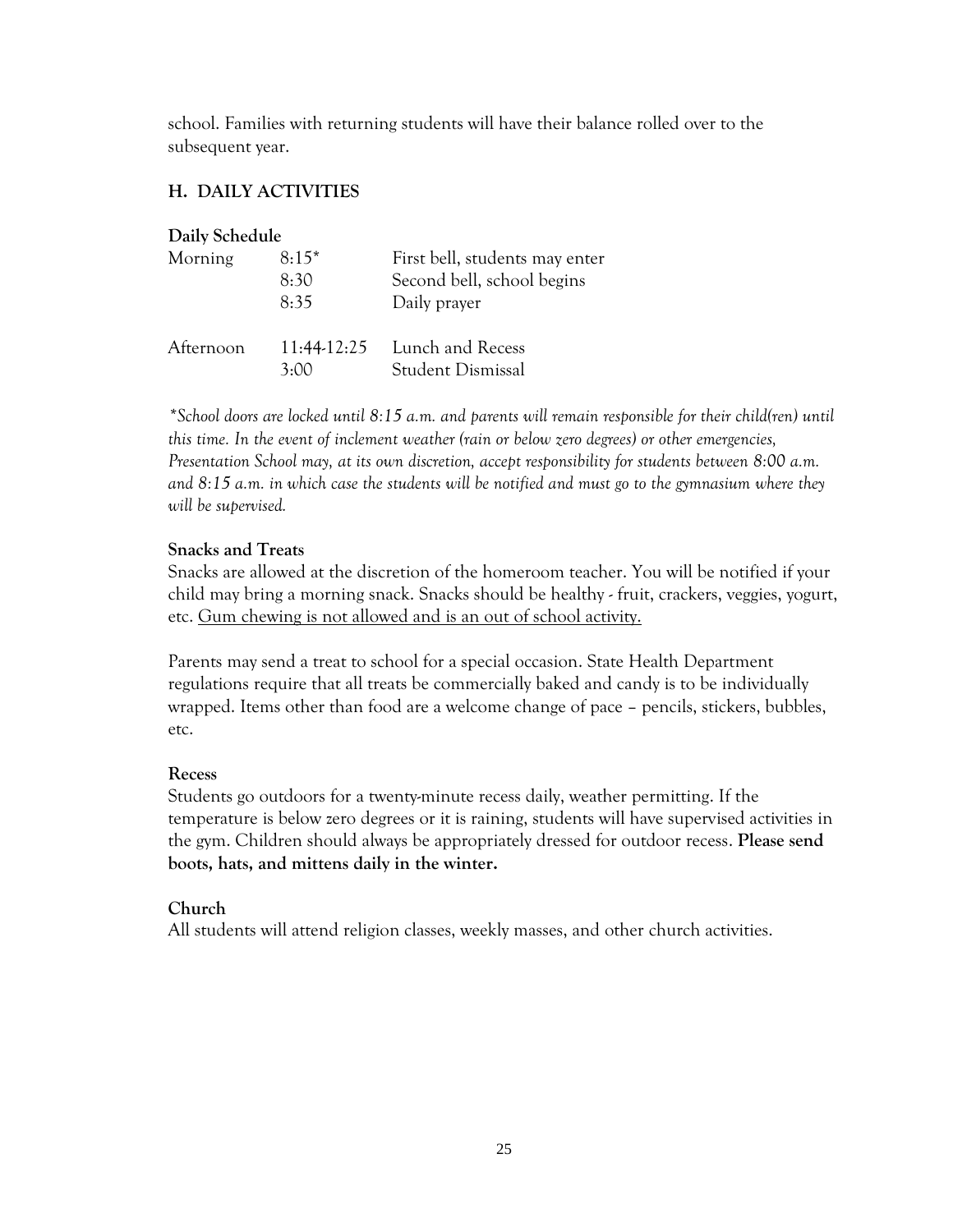school. Families with returning students will have their balance rolled over to the subsequent year.

## H. DAILY ACTIVITIES

**Daily Schedule**

| | | |
|---|---|---|
| Morning | 8:15* | First bell, students may enter |
| | 8:30 | Second bell, school begins |
| | 8:35 | Daily prayer |
| Afternoon | 11:44-12:25 | Lunch and Recess |
| | 3:00 | Student Dismissal |

*\*School doors are locked until 8:15 a.m. and parents will remain responsible for their child(ren) until this time. In the event of inclement weather (rain or below zero degrees) or other emergencies, Presentation School may, at its own discretion, accept responsibility for students between 8:00 a.m. and 8:15 a.m. in which case the students will be notified and must go to the gymnasium where they will be supervised.*

**Snacks and Treats**

Snacks are allowed at the discretion of the homeroom teacher. You will be notified if your child may bring a morning snack. Snacks should be healthy - fruit, crackers, veggies, yogurt, etc. <u>Gum chewing is not allowed and is an out of school activity.</u>

Parents may send a treat to school for a special occasion. State Health Department regulations require that all treats be commercially baked and candy is to be individually wrapped. Items other than food are a welcome change of pace – pencils, stickers, bubbles, etc.

**Recess**

Students go outdoors for a twenty-minute recess daily, weather permitting. If the temperature is below zero degrees or it is raining, students will have supervised activities in the gym. Children should always be appropriately dressed for outdoor recess. **Please send boots, hats, and mittens daily in the winter.**

**Church**

All students will attend religion classes, weekly masses, and other church activities.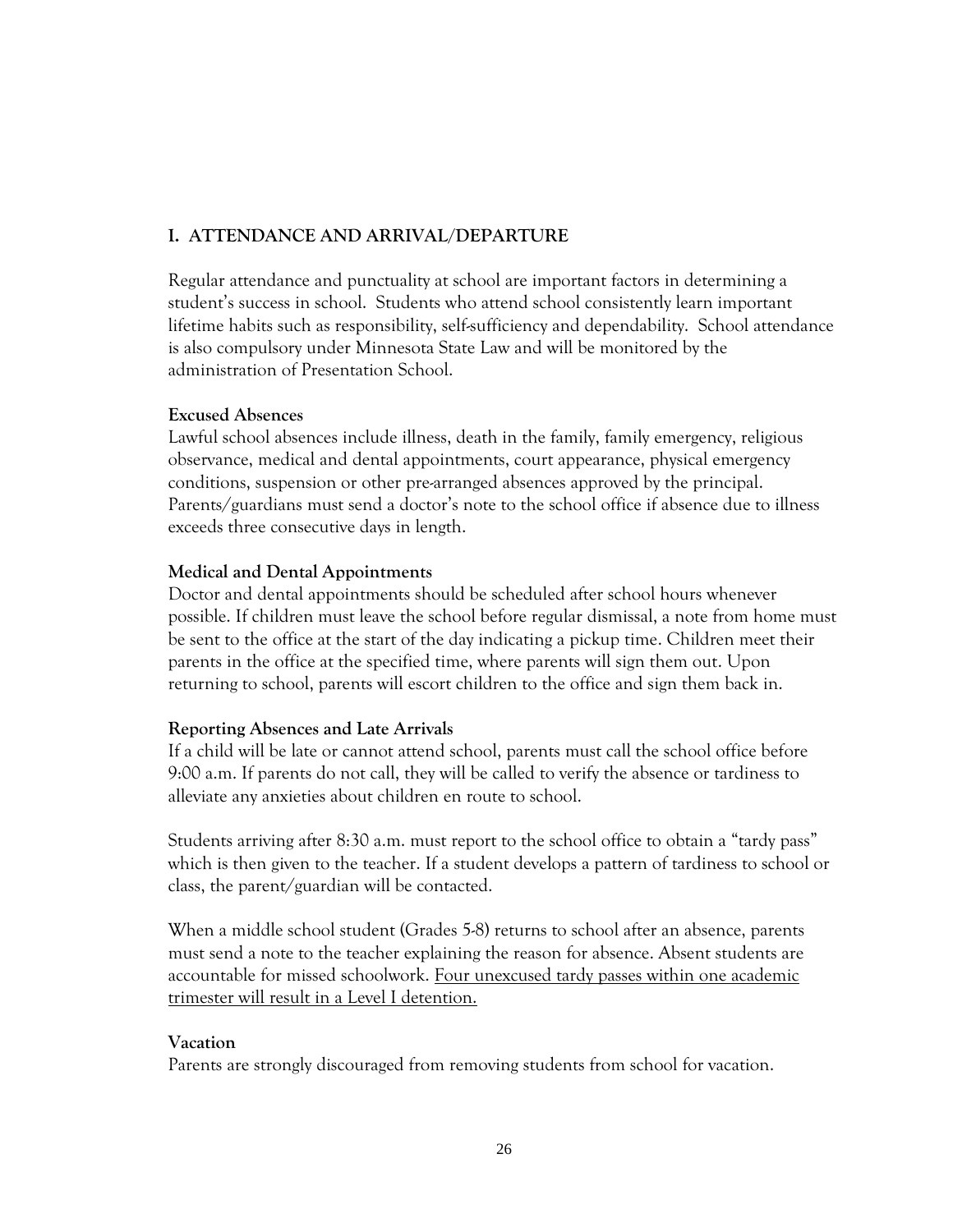## I. ATTENDANCE AND ARRIVAL/DEPARTURE

Regular attendance and punctuality at school are important factors in determining a student's success in school. Students who attend school consistently learn important lifetime habits such as responsibility, self-sufficiency and dependability. School attendance is also compulsory under Minnesota State Law and will be monitored by the administration of Presentation School.

**Excused Absences**
Lawful school absences include illness, death in the family, family emergency, religious observance, medical and dental appointments, court appearance, physical emergency conditions, suspension or other pre-arranged absences approved by the principal. Parents/guardians must send a doctor's note to the school office if absence due to illness exceeds three consecutive days in length.

**Medical and Dental Appointments**
Doctor and dental appointments should be scheduled after school hours whenever possible. If children must leave the school before regular dismissal, a note from home must be sent to the office at the start of the day indicating a pickup time. Children meet their parents in the office at the specified time, where parents will sign them out. Upon returning to school, parents will escort children to the office and sign them back in.

**Reporting Absences and Late Arrivals**
If a child will be late or cannot attend school, parents must call the school office before 9:00 a.m. If parents do not call, they will be called to verify the absence or tardiness to alleviate any anxieties about children en route to school.

Students arriving after 8:30 a.m. must report to the school office to obtain a "tardy pass" which is then given to the teacher. If a student develops a pattern of tardiness to school or class, the parent/guardian will be contacted.

When a middle school student (Grades 5-8) returns to school after an absence, parents must send a note to the teacher explaining the reason for absence. Absent students are accountable for missed schoolwork. <u>Four unexcused tardy passes within one academic trimester will result in a Level I detention.</u>

**Vacation**
Parents are strongly discouraged from removing students from school for vacation.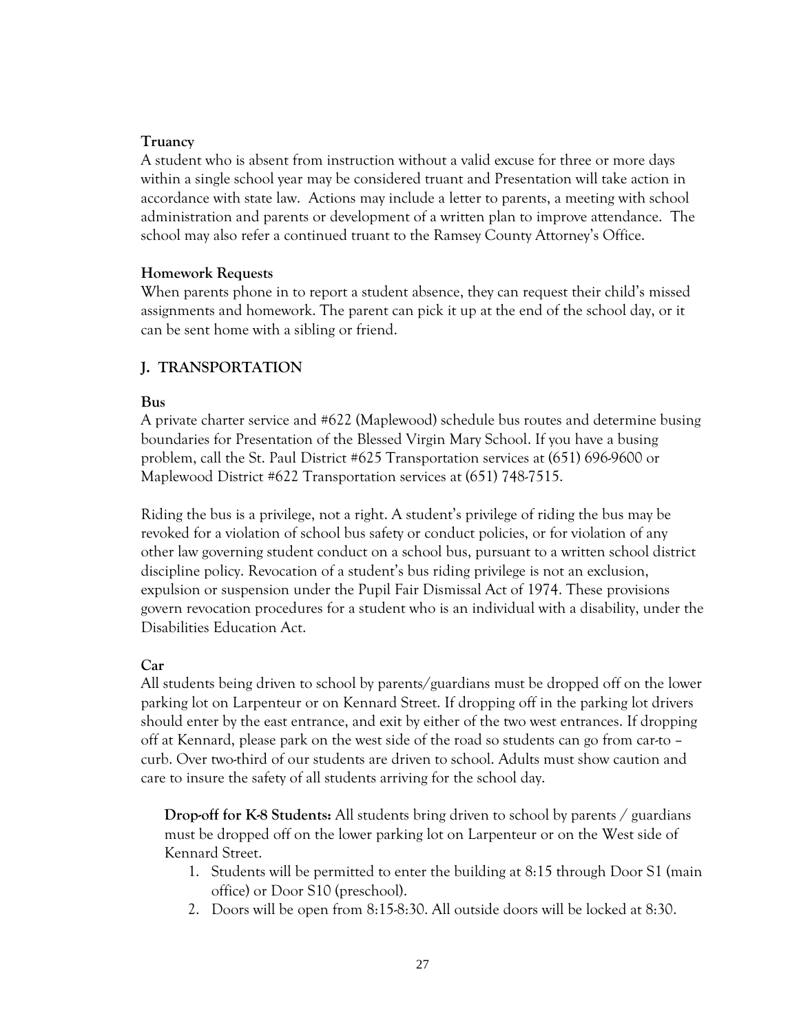**Truancy**

A student who is absent from instruction without a valid excuse for three or more days within a single school year may be considered truant and Presentation will take action in accordance with state law. Actions may include a letter to parents, a meeting with school administration and parents or development of a written plan to improve attendance. The school may also refer a continued truant to the Ramsey County Attorney's Office.

**Homework Requests**

When parents phone in to report a student absence, they can request their child's missed assignments and homework. The parent can pick it up at the end of the school day, or it can be sent home with a sibling or friend.

## J. TRANSPORTATION

**Bus**

A private charter service and #622 (Maplewood) schedule bus routes and determine busing boundaries for Presentation of the Blessed Virgin Mary School. If you have a busing problem, call the St. Paul District #625 Transportation services at (651) 696-9600 or Maplewood District #622 Transportation services at (651) 748-7515.

Riding the bus is a privilege, not a right. A student's privilege of riding the bus may be revoked for a violation of school bus safety or conduct policies, or for violation of any other law governing student conduct on a school bus, pursuant to a written school district discipline policy. Revocation of a student's bus riding privilege is not an exclusion, expulsion or suspension under the Pupil Fair Dismissal Act of 1974. These provisions govern revocation procedures for a student who is an individual with a disability, under the Disabilities Education Act.

**Car**

All students being driven to school by parents/guardians must be dropped off on the lower parking lot on Larpenteur or on Kennard Street. If dropping off in the parking lot drivers should enter by the east entrance, and exit by either of the two west entrances. If dropping off at Kennard, please park on the west side of the road so students can go from car-to – curb. Over two-third of our students are driven to school. Adults must show caution and care to insure the safety of all students arriving for the school day.

**Drop-off for K-8 Students:** All students bring driven to school by parents / guardians must be dropped off on the lower parking lot on Larpenteur or on the West side of Kennard Street.

1. Students will be permitted to enter the building at 8:15 through Door S1 (main office) or Door S10 (preschool).
2. Doors will be open from 8:15-8:30. All outside doors will be locked at 8:30.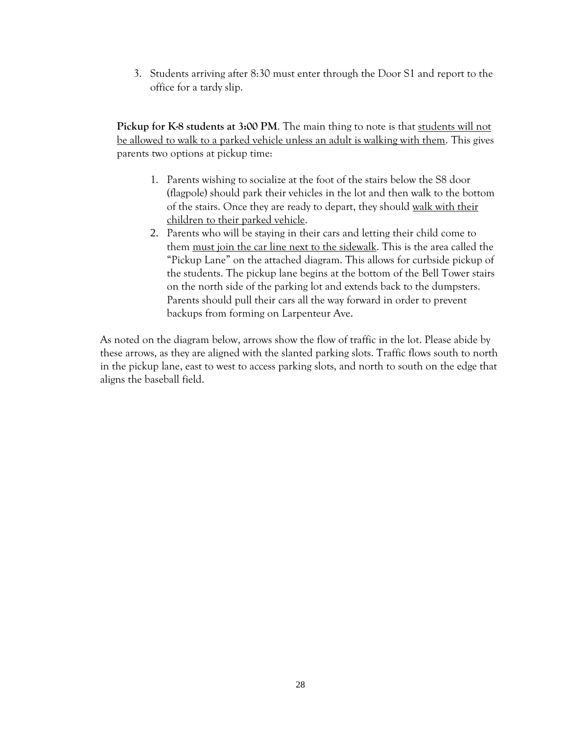3. Students arriving after 8:30 must enter through the Door S1 and report to the office for a tardy slip.

**Pickup for K-8 students at 3:00 PM**. The main thing to note is that <u>students will not be allowed to walk to a parked vehicle unless an adult is walking with them</u>. This gives parents two options at pickup time:

1. Parents wishing to socialize at the foot of the stairs below the S8 door (flagpole) should park their vehicles in the lot and then walk to the bottom of the stairs. Once they are ready to depart, they should <u>walk with their children to their parked vehicle</u>.
2. Parents who will be staying in their cars and letting their child come to them <u>must join the car line next to the sidewalk</u>. This is the area called the "Pickup Lane" on the attached diagram. This allows for curbside pickup of the students. The pickup lane begins at the bottom of the Bell Tower stairs on the north side of the parking lot and extends back to the dumpsters. Parents should pull their cars all the way forward in order to prevent backups from forming on Larpenteur Ave.

As noted on the diagram below, arrows show the flow of traffic in the lot. Please abide by these arrows, as they are aligned with the slanted parking slots. Traffic flows south to north in the pickup lane, east to west to access parking slots, and north to south on the edge that aligns the baseball field.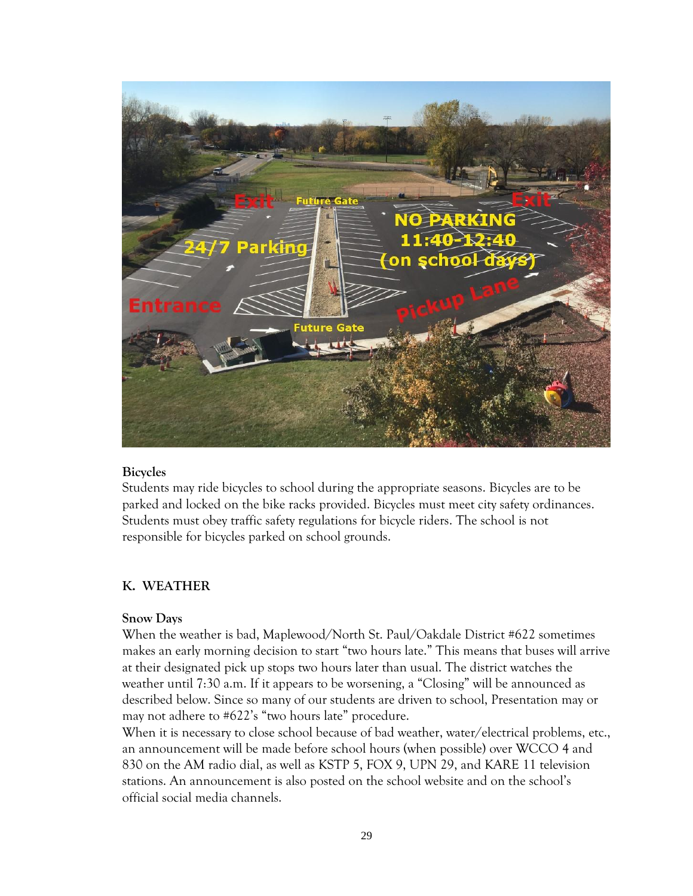**Bicycles**
Students may ride bicycles to school during the appropriate seasons. Bicycles are to be parked and locked on the bike racks provided. Bicycles must meet city safety ordinances. Students must obey traffic safety regulations for bicycle riders. The school is not responsible for bicycles parked on school grounds.

## K. WEATHER

**Snow Days**
When the weather is bad, Maplewood/North St. Paul/Oakdale District #622 sometimes makes an early morning decision to start "two hours late." This means that buses will arrive at their designated pick up stops two hours later than usual. The district watches the weather until 7:30 a.m. If it appears to be worsening, a "Closing" will be announced as described below. Since so many of our students are driven to school, Presentation may or may not adhere to #622's "two hours late" procedure.
When it is necessary to close school because of bad weather, water/electrical problems, etc., an announcement will be made before school hours (when possible) over WCCO 4 and 830 on the AM radio dial, as well as KSTP 5, FOX 9, UPN 29, and KARE 11 television stations. An announcement is also posted on the school website and on the school's official social media channels.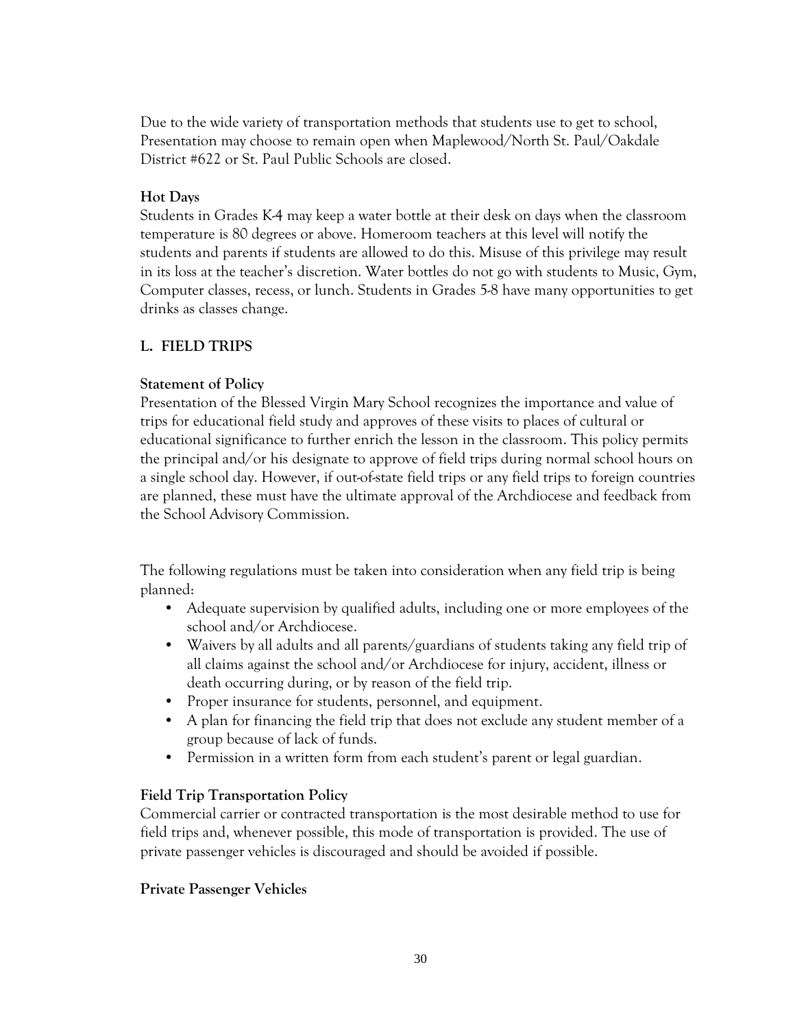Due to the wide variety of transportation methods that students use to get to school, Presentation may choose to remain open when Maplewood/North St. Paul/Oakdale District #622 or St. Paul Public Schools are closed.

### Hot Days

Students in Grades K-4 may keep a water bottle at their desk on days when the classroom temperature is 80 degrees or above. Homeroom teachers at this level will notify the students and parents if students are allowed to do this. Misuse of this privilege may result in its loss at the teacher's discretion. Water bottles do not go with students to Music, Gym, Computer classes, recess, or lunch. Students in Grades 5-8 have many opportunities to get drinks as classes change.

## L. FIELD TRIPS

### Statement of Policy

Presentation of the Blessed Virgin Mary School recognizes the importance and value of trips for educational field study and approves of these visits to places of cultural or educational significance to further enrich the lesson in the classroom. This policy permits the principal and/or his designate to approve of field trips during normal school hours on a single school day. However, if out-of-state field trips or any field trips to foreign countries are planned, these must have the ultimate approval of the Archdiocese and feedback from the School Advisory Commission.

The following regulations must be taken into consideration when any field trip is being planned:

- Adequate supervision by qualified adults, including one or more employees of the school and/or Archdiocese.
- Waivers by all adults and all parents/guardians of students taking any field trip of all claims against the school and/or Archdiocese for injury, accident, illness or death occurring during, or by reason of the field trip.
- Proper insurance for students, personnel, and equipment.
- A plan for financing the field trip that does not exclude any student member of a group because of lack of funds.
- Permission in a written form from each student's parent or legal guardian.

### Field Trip Transportation Policy

Commercial carrier or contracted transportation is the most desirable method to use for field trips and, whenever possible, this mode of transportation is provided. The use of private passenger vehicles is discouraged and should be avoided if possible.

### Private Passenger Vehicles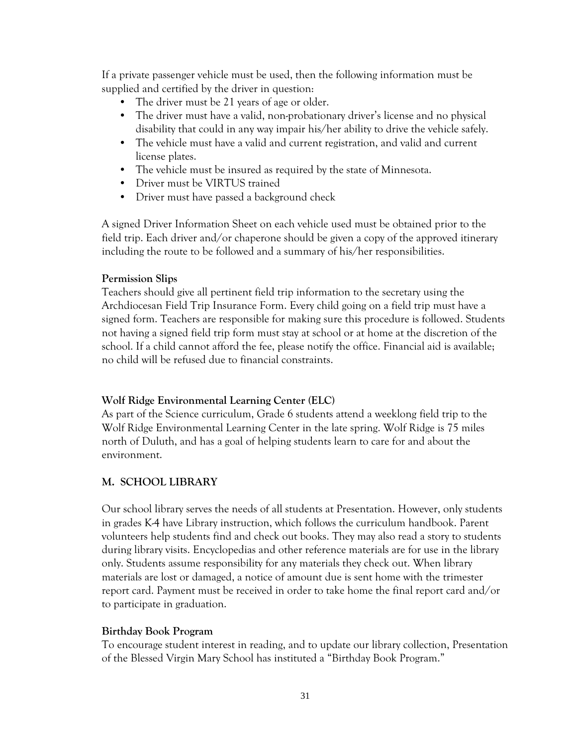If a private passenger vehicle must be used, then the following information must be supplied and certified by the driver in question:

- The driver must be 21 years of age or older.
- The driver must have a valid, non-probationary driver's license and no physical disability that could in any way impair his/her ability to drive the vehicle safely.
- The vehicle must have a valid and current registration, and valid and current license plates.
- The vehicle must be insured as required by the state of Minnesota.
- Driver must be VIRTUS trained
- Driver must have passed a background check

A signed Driver Information Sheet on each vehicle used must be obtained prior to the field trip. Each driver and/or chaperone should be given a copy of the approved itinerary including the route to be followed and a summary of his/her responsibilities.

### Permission Slips

Teachers should give all pertinent field trip information to the secretary using the Archdiocesan Field Trip Insurance Form. Every child going on a field trip must have a signed form. Teachers are responsible for making sure this procedure is followed. Students not having a signed field trip form must stay at school or at home at the discretion of the school. If a child cannot afford the fee, please notify the office. Financial aid is available; no child will be refused due to financial constraints.

### Wolf Ridge Environmental Learning Center (ELC)

As part of the Science curriculum, Grade 6 students attend a weeklong field trip to the Wolf Ridge Environmental Learning Center in the late spring. Wolf Ridge is 75 miles north of Duluth, and has a goal of helping students learn to care for and about the environment.

## M. SCHOOL LIBRARY

Our school library serves the needs of all students at Presentation. However, only students in grades K-4 have Library instruction, which follows the curriculum handbook. Parent volunteers help students find and check out books. They may also read a story to students during library visits. Encyclopedias and other reference materials are for use in the library only. Students assume responsibility for any materials they check out. When library materials are lost or damaged, a notice of amount due is sent home with the trimester report card. Payment must be received in order to take home the final report card and/or to participate in graduation.

### Birthday Book Program

To encourage student interest in reading, and to update our library collection, Presentation of the Blessed Virgin Mary School has instituted a "Birthday Book Program."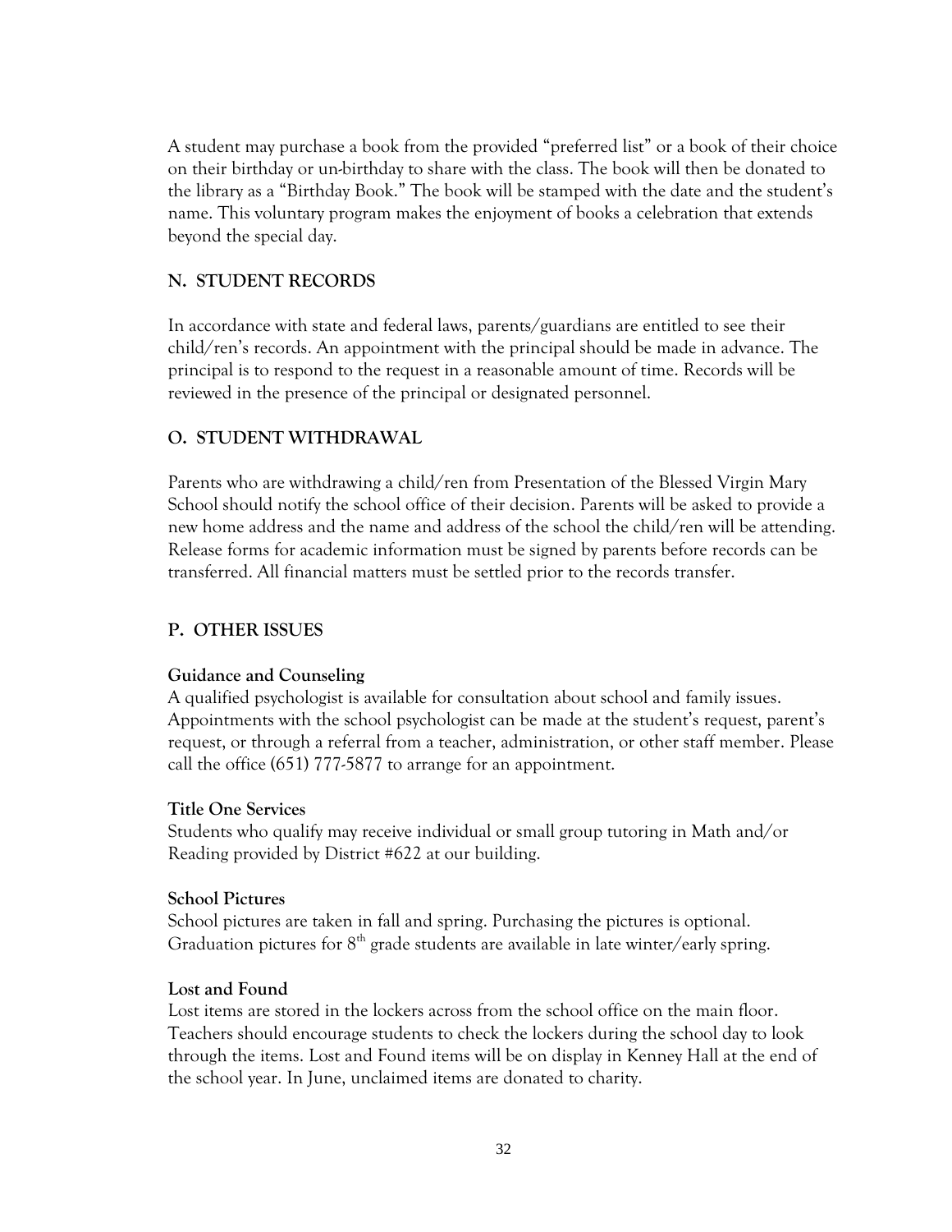A student may purchase a book from the provided "preferred list" or a book of their choice on their birthday or un-birthday to share with the class. The book will then be donated to the library as a "Birthday Book." The book will be stamped with the date and the student's name. This voluntary program makes the enjoyment of books a celebration that extends beyond the special day.

## N. STUDENT RECORDS

In accordance with state and federal laws, parents/guardians are entitled to see their child/ren's records. An appointment with the principal should be made in advance. The principal is to respond to the request in a reasonable amount of time. Records will be reviewed in the presence of the principal or designated personnel.

## O. STUDENT WITHDRAWAL

Parents who are withdrawing a child/ren from Presentation of the Blessed Virgin Mary School should notify the school office of their decision. Parents will be asked to provide a new home address and the name and address of the school the child/ren will be attending. Release forms for academic information must be signed by parents before records can be transferred. All financial matters must be settled prior to the records transfer.

## P. OTHER ISSUES

### Guidance and Counseling

A qualified psychologist is available for consultation about school and family issues. Appointments with the school psychologist can be made at the student's request, parent's request, or through a referral from a teacher, administration, or other staff member. Please call the office (651) 777-5877 to arrange for an appointment.

### Title One Services

Students who qualify may receive individual or small group tutoring in Math and/or Reading provided by District #622 at our building.

### School Pictures

School pictures are taken in fall and spring. Purchasing the pictures is optional. Graduation pictures for 8th grade students are available in late winter/early spring.

### Lost and Found

Lost items are stored in the lockers across from the school office on the main floor. Teachers should encourage students to check the lockers during the school day to look through the items. Lost and Found items will be on display in Kenney Hall at the end of the school year. In June, unclaimed items are donated to charity.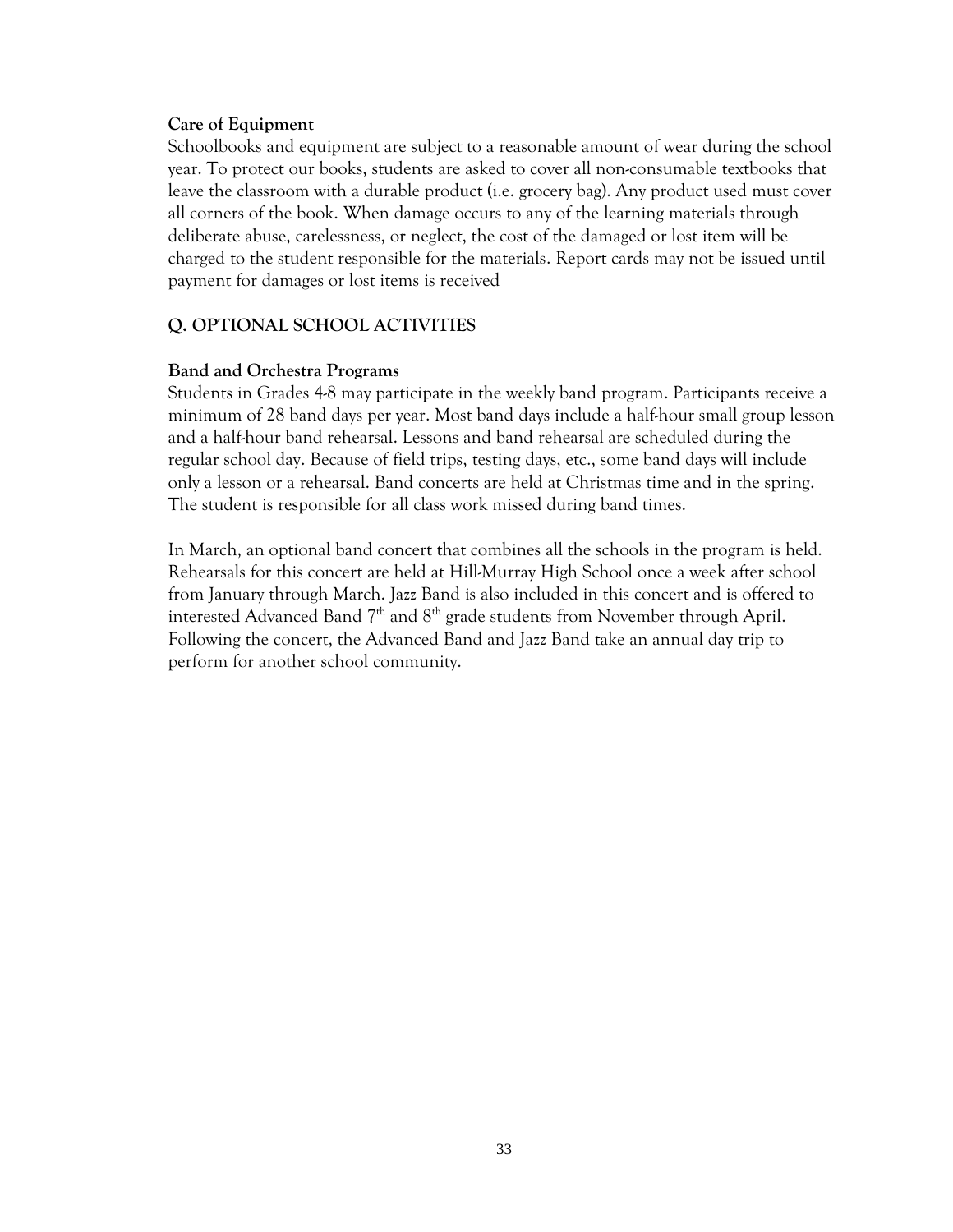**Care of Equipment**

Schoolbooks and equipment are subject to a reasonable amount of wear during the school year. To protect our books, students are asked to cover all non-consumable textbooks that leave the classroom with a durable product (i.e. grocery bag). Any product used must cover all corners of the book. When damage occurs to any of the learning materials through deliberate abuse, carelessness, or neglect, the cost of the damaged or lost item will be charged to the student responsible for the materials. Report cards may not be issued until payment for damages or lost items is received

## Q. OPTIONAL SCHOOL ACTIVITIES

**Band and Orchestra Programs**

Students in Grades 4-8 may participate in the weekly band program. Participants receive a minimum of 28 band days per year. Most band days include a half-hour small group lesson and a half-hour band rehearsal. Lessons and band rehearsal are scheduled during the regular school day. Because of field trips, testing days, etc., some band days will include only a lesson or a rehearsal. Band concerts are held at Christmas time and in the spring. The student is responsible for all class work missed during band times.

In March, an optional band concert that combines all the schools in the program is held. Rehearsals for this concert are held at Hill-Murray High School once a week after school from January through March. Jazz Band is also included in this concert and is offered to interested Advanced Band 7th and 8th grade students from November through April. Following the concert, the Advanced Band and Jazz Band take an annual day trip to perform for another school community.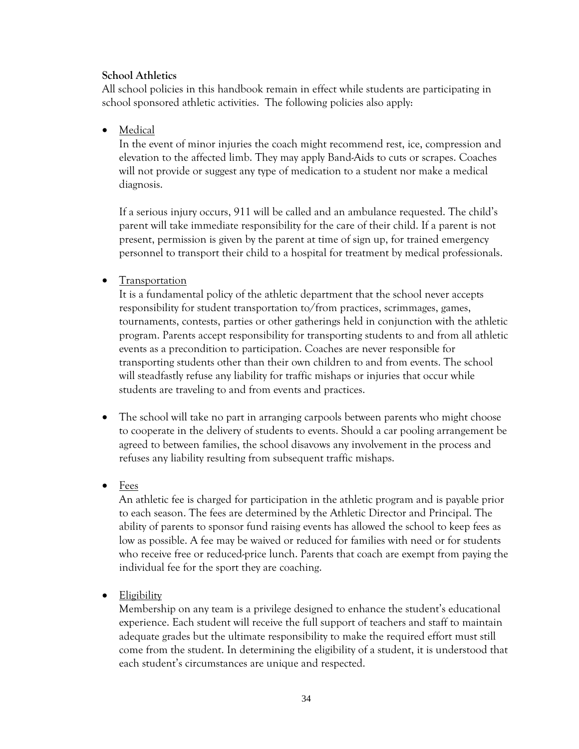**School Athletics**

All school policies in this handbook remain in effect while students are participating in school sponsored athletic activities. The following policies also apply:

- Medical

  In the event of minor injuries the coach might recommend rest, ice, compression and elevation to the affected limb. They may apply Band-Aids to cuts or scrapes. Coaches will not provide or suggest any type of medication to a student nor make a medical diagnosis.

  If a serious injury occurs, 911 will be called and an ambulance requested. The child's parent will take immediate responsibility for the care of their child. If a parent is not present, permission is given by the parent at time of sign up, for trained emergency personnel to transport their child to a hospital for treatment by medical professionals.

- Transportation

  It is a fundamental policy of the athletic department that the school never accepts responsibility for student transportation to/from practices, scrimmages, games, tournaments, contests, parties or other gatherings held in conjunction with the athletic program. Parents accept responsibility for transporting students to and from all athletic events as a precondition to participation. Coaches are never responsible for transporting students other than their own children to and from events. The school will steadfastly refuse any liability for traffic mishaps or injuries that occur while students are traveling to and from events and practices.

- The school will take no part in arranging carpools between parents who might choose to cooperate in the delivery of students to events. Should a car pooling arrangement be agreed to between families, the school disavows any involvement in the process and refuses any liability resulting from subsequent traffic mishaps.

- Fees

  An athletic fee is charged for participation in the athletic program and is payable prior to each season. The fees are determined by the Athletic Director and Principal. The ability of parents to sponsor fund raising events has allowed the school to keep fees as low as possible. A fee may be waived or reduced for families with need or for students who receive free or reduced-price lunch. Parents that coach are exempt from paying the individual fee for the sport they are coaching.

- Eligibility

  Membership on any team is a privilege designed to enhance the student's educational experience. Each student will receive the full support of teachers and staff to maintain adequate grades but the ultimate responsibility to make the required effort must still come from the student. In determining the eligibility of a student, it is understood that each student's circumstances are unique and respected.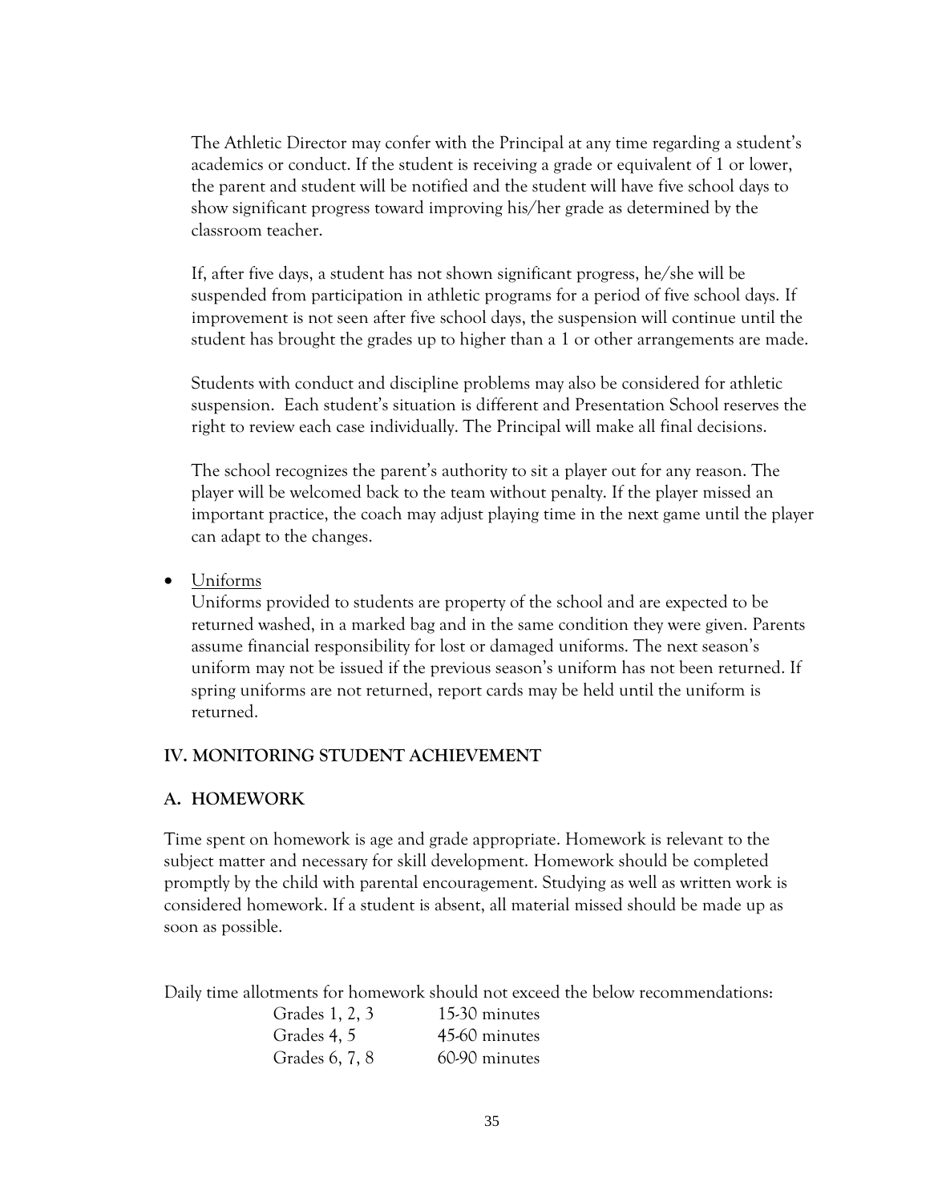The Athletic Director may confer with the Principal at any time regarding a student's academics or conduct. If the student is receiving a grade or equivalent of 1 or lower, the parent and student will be notified and the student will have five school days to show significant progress toward improving his/her grade as determined by the classroom teacher.

If, after five days, a student has not shown significant progress, he/she will be suspended from participation in athletic programs for a period of five school days. If improvement is not seen after five school days, the suspension will continue until the student has brought the grades up to higher than a 1 or other arrangements are made.

Students with conduct and discipline problems may also be considered for athletic suspension. Each student's situation is different and Presentation School reserves the right to review each case individually. The Principal will make all final decisions.

The school recognizes the parent's authority to sit a player out for any reason. The player will be welcomed back to the team without penalty. If the player missed an important practice, the coach may adjust playing time in the next game until the player can adapt to the changes.

- Uniforms

  Uniforms provided to students are property of the school and are expected to be returned washed, in a marked bag and in the same condition they were given. Parents assume financial responsibility for lost or damaged uniforms. The next season's uniform may not be issued if the previous season's uniform has not been returned. If spring uniforms are not returned, report cards may be held until the uniform is returned.

## IV. MONITORING STUDENT ACHIEVEMENT

### A. HOMEWORK

Time spent on homework is age and grade appropriate. Homework is relevant to the subject matter and necessary for skill development. Homework should be completed promptly by the child with parental encouragement. Studying as well as written work is considered homework. If a student is absent, all material missed should be made up as soon as possible.

Daily time allotments for homework should not exceed the below recommendations:

| | |
|---|---|
| Grades 1, 2, 3 | 15-30 minutes |
| Grades 4, 5 | 45-60 minutes |
| Grades 6, 7, 8 | 60-90 minutes |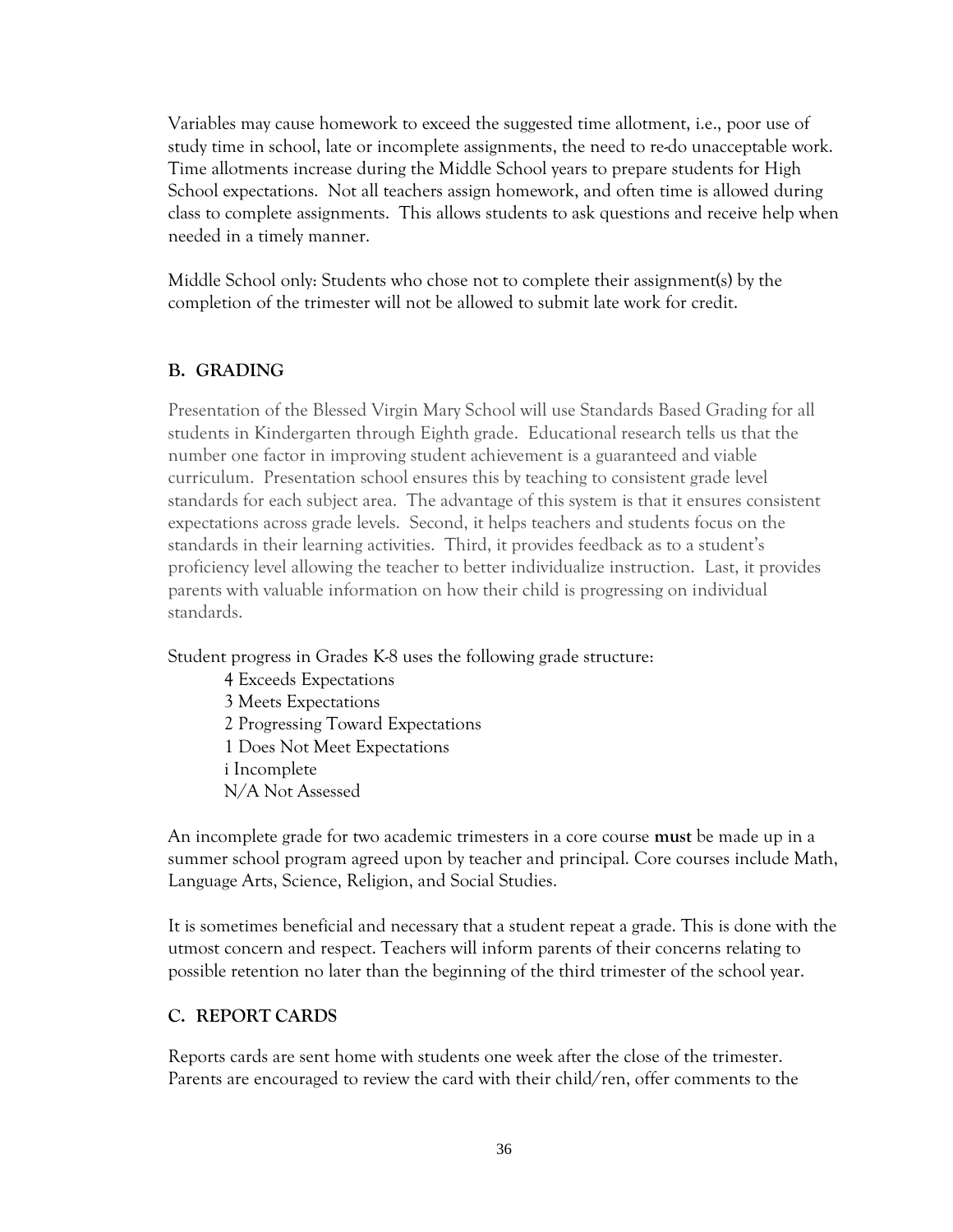Variables may cause homework to exceed the suggested time allotment, i.e., poor use of study time in school, late or incomplete assignments, the need to re-do unacceptable work. Time allotments increase during the Middle School years to prepare students for High School expectations. Not all teachers assign homework, and often time is allowed during class to complete assignments. This allows students to ask questions and receive help when needed in a timely manner.

Middle School only: Students who chose not to complete their assignment(s) by the completion of the trimester will not be allowed to submit late work for credit.

## B. GRADING

Presentation of the Blessed Virgin Mary School will use Standards Based Grading for all students in Kindergarten through Eighth grade. Educational research tells us that the number one factor in improving student achievement is a guaranteed and viable curriculum. Presentation school ensures this by teaching to consistent grade level standards for each subject area. The advantage of this system is that it ensures consistent expectations across grade levels. Second, it helps teachers and students focus on the standards in their learning activities. Third, it provides feedback as to a student's proficiency level allowing the teacher to better individualize instruction. Last, it provides parents with valuable information on how their child is progressing on individual standards.

Student progress in Grades K-8 uses the following grade structure:

- 4 Exceeds Expectations
- 3 Meets Expectations
- 2 Progressing Toward Expectations
- 1 Does Not Meet Expectations
- i Incomplete
- N/A Not Assessed

An incomplete grade for two academic trimesters in a core course **must** be made up in a summer school program agreed upon by teacher and principal. Core courses include Math, Language Arts, Science, Religion, and Social Studies.

It is sometimes beneficial and necessary that a student repeat a grade. This is done with the utmost concern and respect. Teachers will inform parents of their concerns relating to possible retention no later than the beginning of the third trimester of the school year.

## C. REPORT CARDS

Reports cards are sent home with students one week after the close of the trimester. Parents are encouraged to review the card with their child/ren, offer comments to the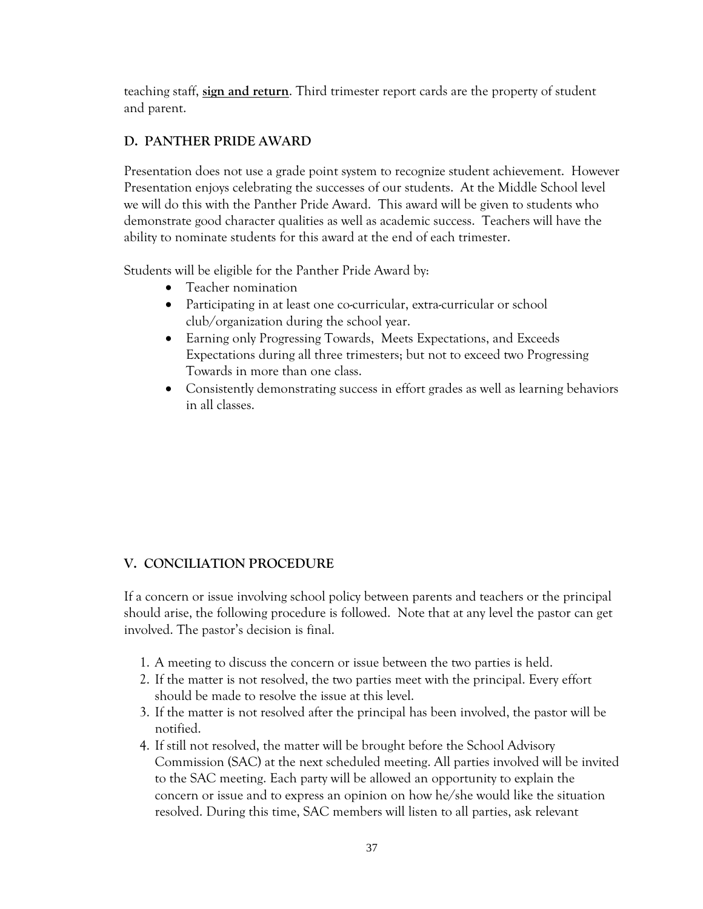teaching staff, **sign and return**. Third trimester report cards are the property of student and parent.

### D. PANTHER PRIDE AWARD

Presentation does not use a grade point system to recognize student achievement. However Presentation enjoys celebrating the successes of our students. At the Middle School level we will do this with the Panther Pride Award. This award will be given to students who demonstrate good character qualities as well as academic success. Teachers will have the ability to nominate students for this award at the end of each trimester.

Students will be eligible for the Panther Pride Award by:

- Teacher nomination
- Participating in at least one co-curricular, extra-curricular or school club/organization during the school year.
- Earning only Progressing Towards, Meets Expectations, and Exceeds Expectations during all three trimesters; but not to exceed two Progressing Towards in more than one class.
- Consistently demonstrating success in effort grades as well as learning behaviors in all classes.

## V. CONCILIATION PROCEDURE

If a concern or issue involving school policy between parents and teachers or the principal should arise, the following procedure is followed. Note that at any level the pastor can get involved. The pastor's decision is final.

1. A meeting to discuss the concern or issue between the two parties is held.
2. If the matter is not resolved, the two parties meet with the principal. Every effort should be made to resolve the issue at this level.
3. If the matter is not resolved after the principal has been involved, the pastor will be notified.
4. If still not resolved, the matter will be brought before the School Advisory Commission (SAC) at the next scheduled meeting. All parties involved will be invited to the SAC meeting. Each party will be allowed an opportunity to explain the concern or issue and to express an opinion on how he/she would like the situation resolved. During this time, SAC members will listen to all parties, ask relevant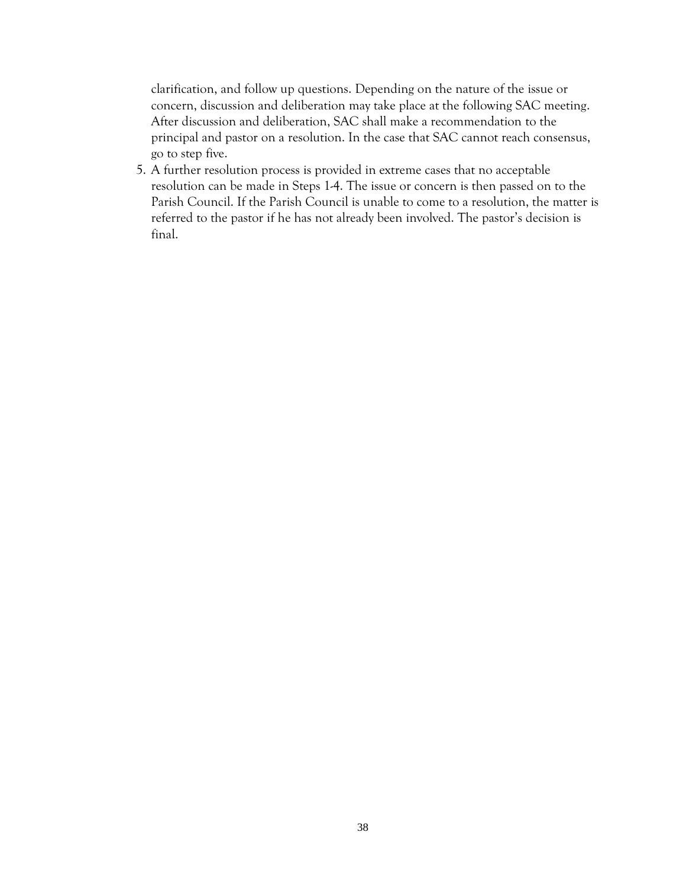clarification, and follow up questions. Depending on the nature of the issue or concern, discussion and deliberation may take place at the following SAC meeting. After discussion and deliberation, SAC shall make a recommendation to the principal and pastor on a resolution. In the case that SAC cannot reach consensus, go to step five.

5. A further resolution process is provided in extreme cases that no acceptable resolution can be made in Steps 1-4. The issue or concern is then passed on to the Parish Council. If the Parish Council is unable to come to a resolution, the matter is referred to the pastor if he has not already been involved. The pastor's decision is final.